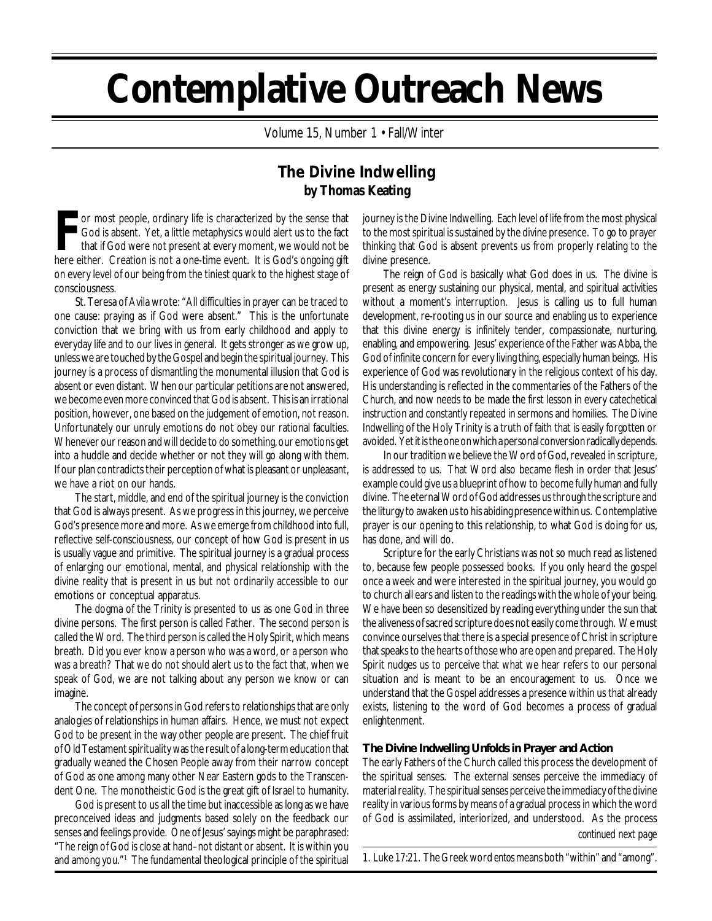# Contemplative Outreach News

Volume 15, Number 1 • Fall/Winter

## The Divine Indwelling

**by Thomas Keating**

For most people, ordinary life is characterized by the sense that God is absent. Yet, a little metaphysics would alert us to the fact that if God were not present at every moment, we would not be here either. Creation is not a one-time event. It is God's ongoing gift on every level of our being from the tiniest quark to the highest stage of consciousness.

St. Teresa of Avila wrote: "All difficulties in prayer can be traced to one cause: praying as if God were absent." This is the unfortunate conviction that we bring with us from early childhood and apply to everyday life and to our lives in general. It gets stronger as we grow up, unless we are touched by the Gospel and begin the spiritual journey. This journey is a process of dismantling the monumental illusion that God is absent or even distant. When our particular petitions are not answered, we become even more convinced that God is absent. This is an irrational position, however, one based on the judgement of emotion, not reason. Unfortunately our unruly emotions do not obey our rational faculties. Whenever our reason and will decide to do something, our emotions get into a huddle and decide whether or not they will go along with them. If our plan contradicts their perception of what is pleasant or unpleasant, we have a riot on our hands.

The start, middle, and end of the spiritual journey is the conviction that God is always present. As we progress in this journey, we perceive God's presence more and more. As we emerge from childhood into full, reflective self-consciousness, our concept of how God is present in us is usually vague and primitive. The spiritual journey is a gradual process of enlarging our emotional, mental, and physical relationship with the divine reality that is present in us but not ordinarily accessible to our emotions or conceptual apparatus.

The dogma of the Trinity is presented to us as one God in three divine persons. The first person is called Father. The second person is called the Word. The third person is called the Holy Spirit, which means breath. Did you ever know a person who was a word, or a person who was a breath? That we do not should alert us to the fact that, when we speak of God, we are not talking about any person we know or can imagine.

The concept of persons in God refers to relationships that are only analogies of relationships in human affairs. Hence, we must not expect God to be present in the way other people are present. The chief fruit of Old Testament spirituality was the result of a long-term education that gradually weaned the Chosen People away from their narrow concept of God as one among many other Near Eastern gods to the Transcendent One. The monotheistic God is the great gift of Israel to humanity.

God is present to us all the time but inaccessible as long as we have preconceived ideas and judgments based solely on the feedback our senses and feelings provide. One of Jesus' sayings might be paraphrased: "The reign of God is close at hand–not distant or absent. It is within you and among you."[1] The fundamental theological principle of the spiritual journey is the Divine Indwelling. Each level of life from the most physical to the most spiritual is sustained by the divine presence. To go to prayer thinking that God is absent prevents us from properly relating to the divine presence.

The reign of God is basically what God does in us. The divine is present as energy sustaining our physical, mental, and spiritual activities without a moment's interruption. Jesus is calling us to full human development, re-rooting us in our source and enabling us to experience that this divine energy is infinitely tender, compassionate, nurturing, enabling, and empowering. Jesus' experience of the Father was Abba, the God of infinite concern for every living thing, especially human beings. His experience of God was revolutionary in the religious context of his day. His understanding is reflected in the commentaries of the Fathers of the Church, and now needs to be made the first lesson in every catechetical instruction and constantly repeated in sermons and homilies. The Divine Indwelling of the Holy Trinity is a truth of faith that is easily forgotten or avoided. Yet it is the one on which a personal conversion radically depends.

In our tradition we believe the Word of God, revealed in scripture, is addressed to us. That Word also became flesh in order that Jesus' example could give us a blueprint of how to become fully human and fully divine. The eternal Word of God addresses us through the scripture and the liturgy to awaken us to his abiding presence within us. Contemplative prayer is our opening to this relationship, to what God is doing for us, has done, and will do.

Scripture for the early Christians was not so much read as listened to, because few people possessed books. If you only heard the gospel once a week and were interested in the spiritual journey, you would go to church all ears and listen to the readings with the whole of your being. We have been so desensitized by reading everything under the sun that the aliveness of sacred scripture does not easily come through. We must convince ourselves that there is a special presence of Christ in scripture that speaks to the hearts of those who are open and prepared. The Holy Spirit nudges us to perceive that what we hear refers to our personal situation and is meant to be an encouragement to us. Once we understand that the Gospel addresses a presence within us that already exists, listening to the word of God becomes a process of gradual enlightenment.

### The Divine Indwelling Unfolds in Prayer and Action

The early Fathers of the Church called this process the development of the spiritual senses. The external senses perceive the immediacy of material reality. The spiritual senses perceive the immediacy of the divine reality in various forms by means of a gradual process in which the word of God is assimilated, interiorized, and understood. As the process

*continued next page*

1. Luke 17:21. The Greek word *entos* means both "within" and "among".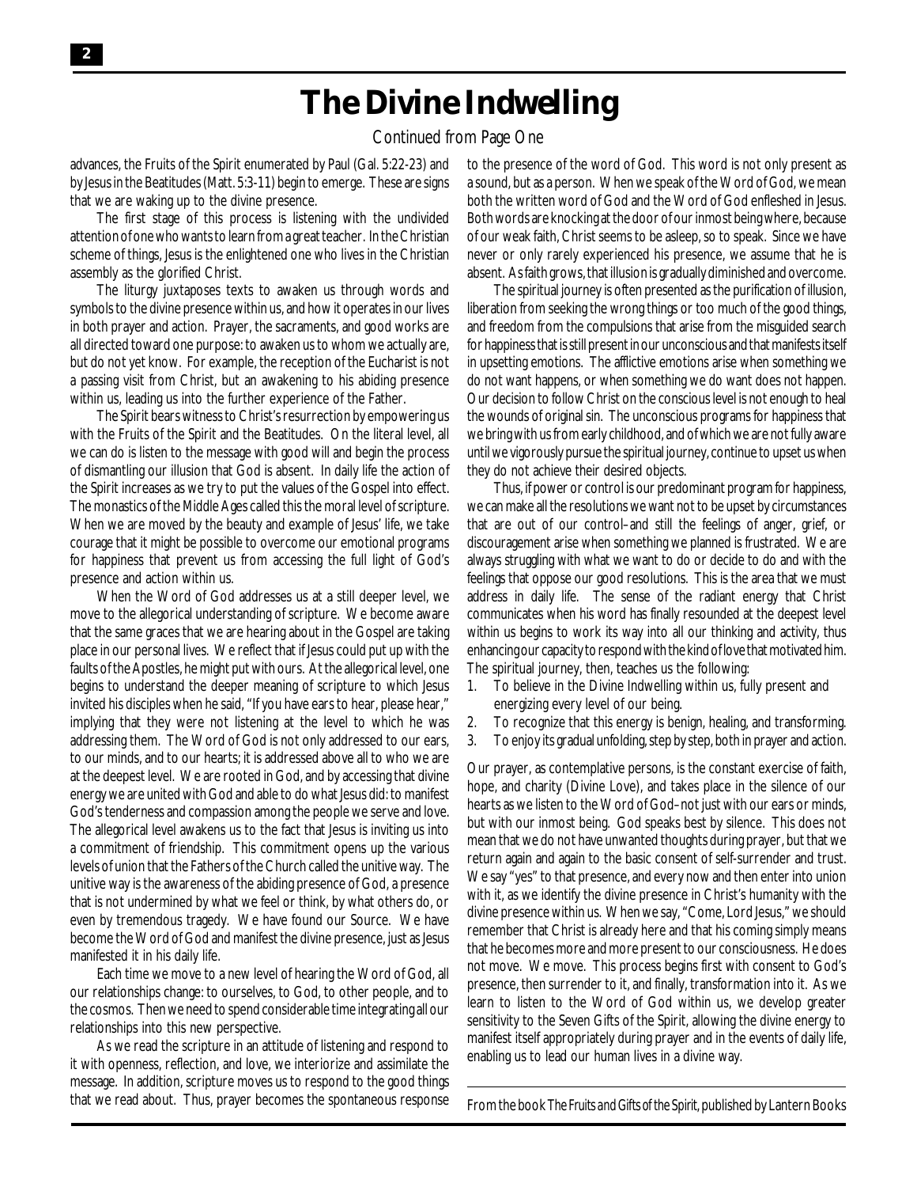# The Divine Indwelling

Continued from Page One

advances, the Fruits of the Spirit enumerated by Paul (Gal. 5:22-23) and by Jesus in the Beatitudes (Matt. 5:3-11) begin to emerge. These are signs that we are waking up to the divine presence.

The first stage of this process is listening with the undivided attention of one who wants to learn from a great teacher. In the Christian scheme of things, Jesus is the enlightened one who lives in the Christian assembly as the glorified Christ.

The liturgy juxtaposes texts to awaken us through words and symbols to the divine presence within us, and how it operates in our lives in both prayer and action. Prayer, the sacraments, and good works are all directed toward one purpose: to awaken us to whom we actually are, but do not yet know. For example, the reception of the Eucharist is not a passing visit from Christ, but an awakening to his abiding presence within us, leading us into the further experience of the Father.

The Spirit bears witness to Christ's resurrection by empowering us with the Fruits of the Spirit and the Beatitudes. On the literal level, all we can do is listen to the message with good will and begin the process of dismantling our illusion that God is absent. In daily life the action of the Spirit increases as we try to put the values of the Gospel into effect. The monastics of the Middle Ages called this the moral level of scripture. When we are moved by the beauty and example of Jesus' life, we take courage that it might be possible to overcome our emotional programs for happiness that prevent us from accessing the full light of God's presence and action within us.

When the Word of God addresses us at a still deeper level, we move to the allegorical understanding of scripture. We become aware that the same graces that we are hearing about in the Gospel are taking place in our personal lives. We reflect that if Jesus could put up with the faults of the Apostles, he might put with ours. At the allegorical level, one begins to understand the deeper meaning of scripture to which Jesus invited his disciples when he said, "If you have ears to hear, please hear," implying that they were not listening at the level to which he was addressing them. The Word of God is not only addressed to our ears, to our minds, and to our hearts; it is addressed above all to who we are at the deepest level. We are rooted in God, and by accessing that divine energy we are united with God and able to do what Jesus did: to manifest God's tenderness and compassion among the people we serve and love. The allegorical level awakens us to the fact that Jesus is inviting us into a commitment of friendship. This commitment opens up the various levels of union that the Fathers of the Church called the unitive way. The unitive way is the awareness of the abiding presence of God, a presence that is not undermined by what we feel or think, by what others do, or even by tremendous tragedy. We have found our Source. We have become the Word of God and manifest the divine presence, just as Jesus manifested it in his daily life.

Each time we move to a new level of hearing the Word of God, all our relationships change: to ourselves, to God, to other people, and to the cosmos. Then we need to spend considerable time integrating all our relationships into this new perspective.

As we read the scripture in an attitude of listening and respond to it with openness, reflection, and love, we interiorize and assimilate the message. In addition, scripture moves us to respond to the good things that we read about. Thus, prayer becomes the spontaneous response to the presence of the word of God. This word is not only present as a sound, but as a person. When we speak of the Word of God, we mean both the written word of God and the Word of God enfleshed in Jesus. Both words are knocking at the door of our inmost being where, because of our weak faith, Christ seems to be asleep, so to speak. Since we have never or only rarely experienced his presence, we assume that he is absent. As faith grows, that illusion is gradually diminished and overcome.

The spiritual journey is often presented as the purification of illusion, liberation from seeking the wrong things or too much of the good things, and freedom from the compulsions that arise from the misguided search for happiness that is still present in our unconscious and that manifests itself in upsetting emotions. The afflictive emotions arise when something we do not want happens, or when something we do want does not happen. Our decision to follow Christ on the conscious level is not enough to heal the wounds of original sin. The unconscious programs for happiness that we bring with us from early childhood, and of which we are not fully aware until we vigorously pursue the spiritual journey, continue to upset us when they do not achieve their desired objects.

Thus, if power or control is our predominant program for happiness, we can make all the resolutions we want not to be upset by circumstances that are out of our control–and still the feelings of anger, grief, or discouragement arise when something we planned is frustrated. We are always struggling with what we want to do or decide to do and with the feelings that oppose our good resolutions. This is the area that we must address in daily life. The sense of the radiant energy that Christ communicates when his word has finally resounded at the deepest level within us begins to work its way into all our thinking and activity, thus enhancing our capacity to respond with the kind of love that motivated him. The spiritual journey, then, teaches us the following:

1. To believe in the Divine Indwelling within us, fully present and energizing every level of our being.
2. To recognize that this energy is benign, healing, and transforming.
3. To enjoy its gradual unfolding, step by step, both in prayer and action.

Our prayer, as contemplative persons, is the constant exercise of faith, hope, and charity (Divine Love), and takes place in the silence of our hearts as we listen to the Word of God–not just with our ears or minds, but with our inmost being. God speaks best by silence. This does not mean that we do not have unwanted thoughts during prayer, but that we return again and again to the basic consent of self-surrender and trust. We say "yes" to that presence, and every now and then enter into union with it, as we identify the divine presence in Christ's humanity with the divine presence within us. When we say, "Come, Lord Jesus," we should remember that Christ is already here and that his coming simply means that he becomes more and more present to our consciousness. He does not move. We move. This process begins first with consent to God's presence, then surrender to it, and finally, transformation into it. As we learn to listen to the Word of God within us, we develop greater sensitivity to the Seven Gifts of the Spirit, allowing the divine energy to manifest itself appropriately during prayer and in the events of daily life, enabling us to lead our human lives in a divine way.

From the book The Fruits and Gifts of the Spirit, published by Lantern Books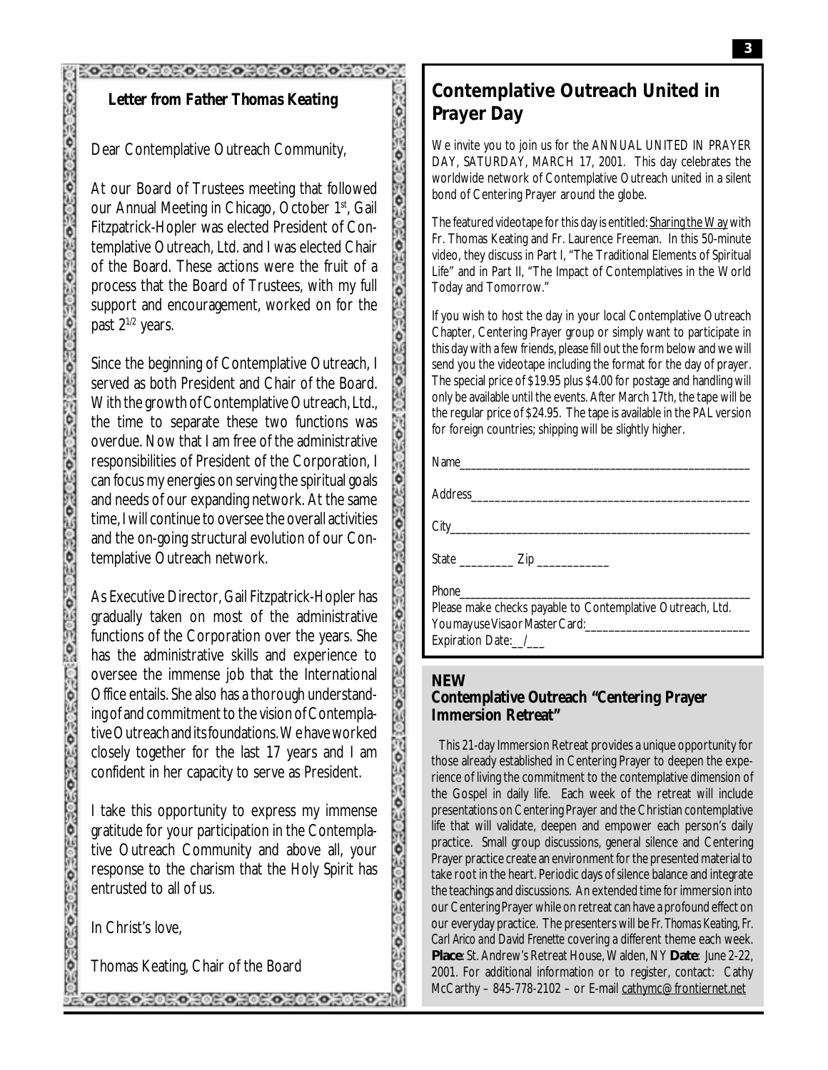## Letter from Father Thomas Keating

Dear Contemplative Outreach Community,

At our Board of Trustees meeting that followed our Annual Meeting in Chicago, October 1st, Gail Fitzpatrick-Hopler was elected President of Contemplative Outreach, Ltd. and I was elected Chair of the Board. These actions were the fruit of a process that the Board of Trustees, with my full support and encouragement, worked on for the past 2 1/2 years.

Since the beginning of Contemplative Outreach, I served as both President and Chair of the Board. With the growth of Contemplative Outreach, Ltd., the time to separate these two functions was overdue. Now that I am free of the administrative responsibilities of President of the Corporation, I can focus my energies on serving the spiritual goals and needs of our expanding network. At the same time, I will continue to oversee the overall activities and the on-going structural evolution of our Contemplative Outreach network.

As Executive Director, Gail Fitzpatrick-Hopler has gradually taken on most of the administrative functions of the Corporation over the years. She has the administrative skills and experience to oversee the immense job that the International Office entails. She also has a thorough understanding of and commitment to the vision of Contemplative Outreach and its foundations. We have worked closely together for the last 17 years and I am confident in her capacity to serve as President.

I take this opportunity to express my immense gratitude for your participation in the Contemplative Outreach Community and above all, your response to the charism that the Holy Spirit has entrusted to all of us.

In Christ's love,

Thomas Keating, Chair of the Board

## Contemplative Outreach United in Prayer Day

We invite you to join us for the ANNUAL UNITED IN PRAYER DAY, SATURDAY, MARCH 17, 2001. This day celebrates the worldwide network of Contemplative Outreach united in a silent bond of Centering Prayer around the globe.

The featured videotape for this day is entitled: Sharing the Way with Fr. Thomas Keating and Fr. Laurence Freeman. In this 50-minute video, they discuss in Part I, "The Traditional Elements of Spiritual Life" and in Part II, "The Impact of Contemplatives in the World Today and Tomorrow."

If you wish to host the day in your local Contemplative Outreach Chapter, Centering Prayer group or simply want to participate in this day with a few friends, please fill out the form below and we will send you the videotape including the format for the day of prayer. The special price of $19.95 plus $4.00 for postage and handling will only be available until the events. After March 17th, the tape will be the regular price of $24.95. The tape is available in the PAL version for foreign countries; shipping will be slightly higher.

Name_______________________________________________

Address_____________________________________________

City_________________________________________________

State _________ Zip ____________

Phone_______________________________________________

Please make checks payable to Contemplative Outreach, Ltd.

You may use Visa or Master Card:___________________________

Expiration Date:__/___

### NEW
### Contemplative Outreach "Centering Prayer Immersion Retreat"

This 21-day Immersion Retreat provides a unique opportunity for those already established in Centering Prayer to deepen the experience of living the commitment to the contemplative dimension of the Gospel in daily life. Each week of the retreat will include presentations on Centering Prayer and the Christian contemplative life that will validate, deepen and empower each person's daily practice. Small group discussions, general silence and Centering Prayer practice create an environment for the presented material to take root in the heart. Periodic days of silence balance and integrate the teachings and discussions. An extended time for immersion into our Centering Prayer while on retreat can have a profound effect on our everyday practice. The presenters will be *Fr. Thomas Keating, Fr. Carl Arico and David Frenette* covering a different theme each week. **Place**: St. Andrew's Retreat House, Walden, NY **Date**: June 2-22, 2001. For additional information or to register, contact: Cathy McCarthy – 845-778-2102 – or E-mail cathymc@frontiernet.net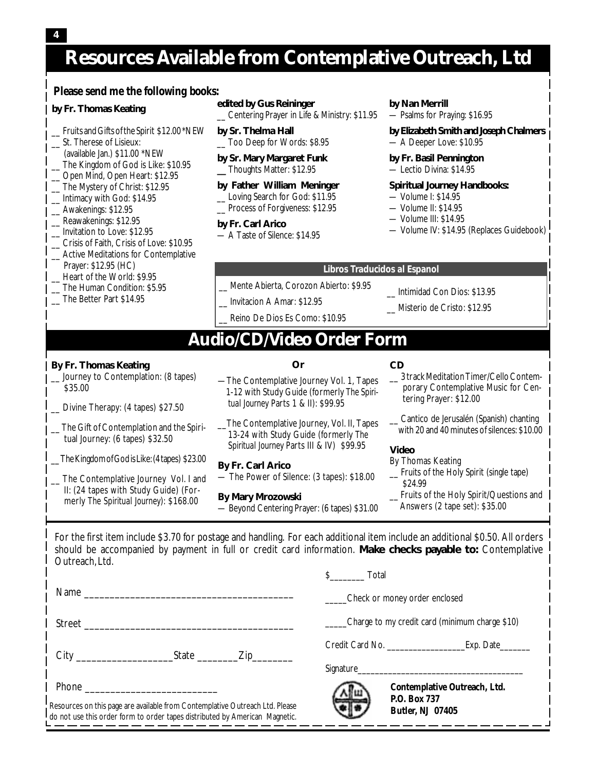# Resources Available from Contemplative Outreach, Ltd

**Please send me the following books:**

**by Fr. Thomas Keating**

- __ Fruits and Gifts of the Spirit $12.00 *NEW
- __ St. Therese of Lisieux: (available Jan.) $11.00 *NEW
- __ The Kingdom of God is Like: $10.95
- __ Open Mind, Open Heart: $12.95
- __ The Mystery of Christ: $12.95
- __ Intimacy with God: $14.95
- __ Awakenings: $12.95
- __ Reawakenings: $12.95
- __ Invitation to Love: $12.95
- __ Crisis of Faith, Crisis of Love: $10.95
- __ Active Meditations for Contemplative Prayer: $12.95 (HC)
- __ Heart of the World: $9.95
- __ The Human Condition: $5.95
- __ The Better Part $14.95

**edited by Gus Reininger**

- __ Centering Prayer in Life & Ministry: $11.95

**by Sr. Thelma Hall**

- __ Too Deep for Words: $8.95

**by Sr. Mary Margaret Funk**

- __ Thoughts Matter: $12.95

**by Father William Meninger**

- __ Loving Search for God: $11.95
- __ Process of Forgiveness: $12.95

**by Fr. Carl Arico**

- — A Taste of Silence: $14.95

**by Nan Merrill**

- — Psalms for Praying: $16.95

**by Elizabeth Smith and Joseph Chalmers**

- — A Deeper Love: $10.95

**by Fr. Basil Pennington**

- — Lectio Divina: $14.95

**Spiritual Journey Handbooks:**

- — Volume I: $14.95
- — Volume II: $14.95
- — Volume III: $14.95
- — Volume IV: $14.95 (Replaces Guidebook)

### Libros Traducidos al Espanol

- __ Mente Abierta, Corozon Abierto: $9.95
- __ Invitacion A Amar: $12.95
- __ Reino De Dios Es Como: $10.95
- __ Intimidad Con Dios: $13.95
- __ Misterio de Cristo: $12.95

# Audio/CD/Video Order Form

**By Fr. Thomas Keating**

- __ Journey to Contemplation: (8 tapes) $35.00
- __ Divine Therapy: (4 tapes) $27.50
- __ The Gift of Contemplation and the Spiritual Journey: (6 tapes) $32.50
- __ The Kingdom of God is Like: (4 tapes) $23.00
- __ The Contemplative Journey Vol. I and II: (24 tapes with Study Guide) (Formerly The Spiritual Journey): $168.00

**Or**

- — The Contemplative Journey Vol. 1, Tapes 1-12 with Study Guide (formerly The Spiritual Journey Parts 1 & II): $99.95
- __ The Contemplative Journey, Vol. II, Tapes 13-24 with Study Guide (formerly The Spiritual Journey Parts III & IV) $99.95

**By Fr. Carl Arico**

- — The Power of Silence: (3 tapes): $18.00

**By Mary Mrozowski**

- — Beyond Centering Prayer: (6 tapes) $31.00

**CD**

- __ 3 track Meditation Timer/Cello Contemporary Contemplative Music for Centering Prayer: $12.00
- __ Cantico de Jerusalén (Spanish) chanting with 20 and 40 minutes of silences: $10.00

**Video**

By Thomas Keating

- __ Fruits of the Holy Spirit (single tape) $24.99
- __ Fruits of the Holy Spirit/Questions and Answers (2 tape set): $35.00

For the first item include $3.70 for postage and handling. For each additional item include an additional $0.50. All orders should be accompanied by payment in full or credit card information. **Make checks payable to:** Contemplative Outreach, Ltd.

$________ Total

Name ________________________________________

_____Check or money order enclosed

Street ________________________________________

_____Charge to my credit card (minimum charge $10)

City ___________________State ________Zip________

Credit Card No. _________________Exp. Date______

Signature_____________________________________

Phone __________________________

Resources on this page are available from Contemplative Outreach Ltd. Please do not use this order form to order tapes distributed by American Magnetic.

**Contemplative Outreach, Ltd.**
**P.O. Box 737**
**Butler, NJ 07405**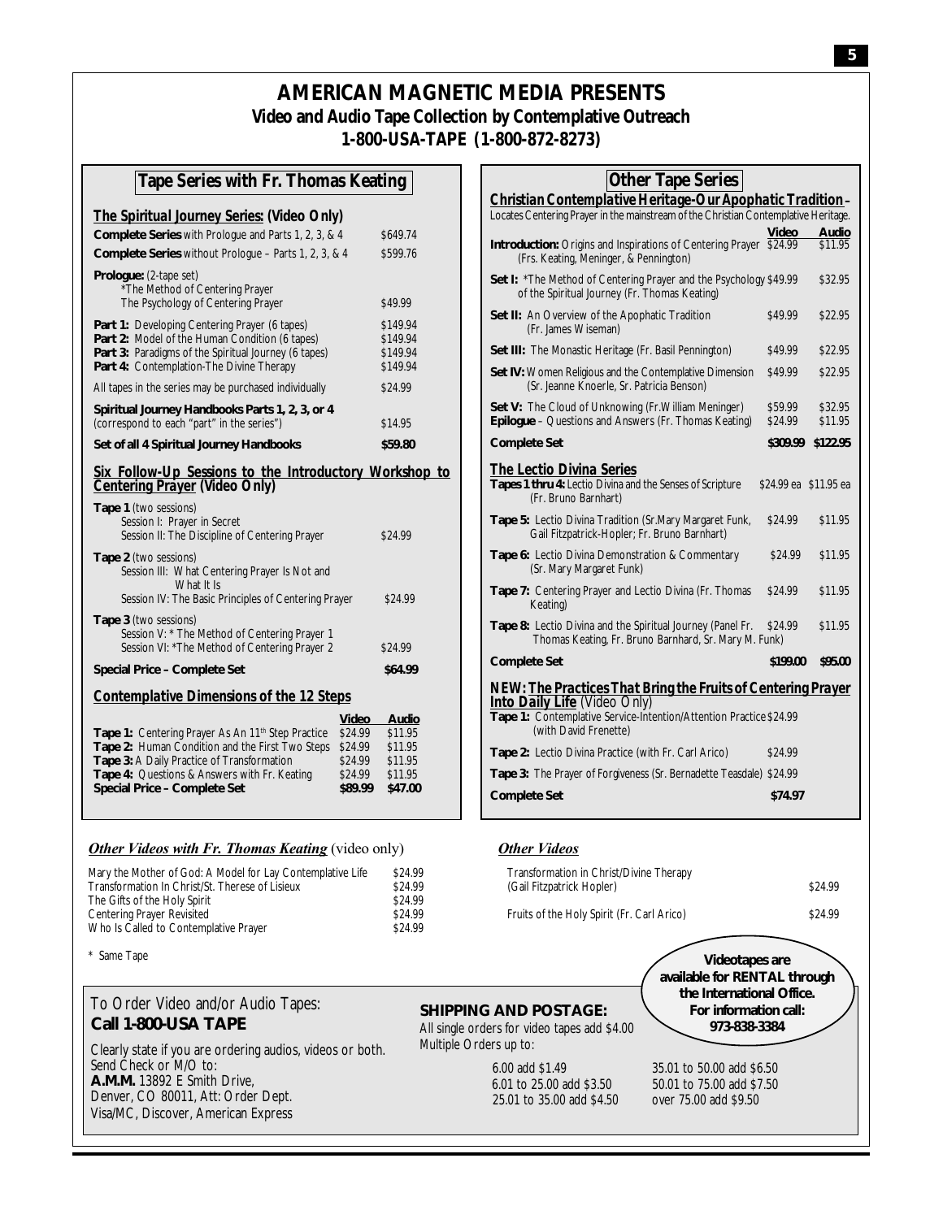# AMERICAN MAGNETIC MEDIA PRESENTS

## Video and Audio Tape Collection by Contemplative Outreach

## 1-800-USA-TAPE (1-800-872-8273)

## Tape Series with Fr. Thomas Keating

### The Spiritual Journey Series: (Video Only)

| | |
|---|---|
| **Complete Series** with Prologue and Parts 1, 2, 3, & 4 | $649.74 |
| **Complete Series** without Prologue – Parts 1, 2, 3, & 4 | $599.76 |
| **Prologue:** (2-tape set) *The Method of Centering Prayer / The Psychology of Centering Prayer | $49.99 |
| **Part 1:** Developing Centering Prayer (6 tapes) | $149.94 |
| **Part 2:** Model of the Human Condition (6 tapes) | $149.94 |
| **Part 3:** Paradigms of the Spiritual Journey (6 tapes) | $149.94 |
| **Part 4:** Contemplation-The Divine Therapy | $149.94 |
| All tapes in the series may be purchased individually | $24.99 |
| **Spiritual Journey Handbooks Parts 1, 2, 3, or 4** (correspond to each "part" in the series") | $14.95 |
| **Set of all 4 Spiritual Journey Handbooks** | **$59.80** |

### Six Follow-Up Sessions to the Introductory Workshop to Centering Prayer (Video Only)

| | |
|---|---|
| **Tape 1** (two sessions) Session I: Prayer in Secret / Session II: The Discipline of Centering Prayer | $24.99 |
| **Tape 2** (two sessions) Session III: What Centering Prayer Is Not and What It Is / Session IV: The Basic Principles of Centering Prayer | $24.99 |
| **Tape 3** (two sessions) Session V: * The Method of Centering Prayer 1 / Session VI: *The Method of Centering Prayer 2 | $24.99 |
| **Special Price – Complete Set** | **$64.99** |

### Contemplative Dimensions of the 12 Steps

| | Video | Audio |
|---|---|---|
| **Tape 1:** Centering Prayer As An 11th Step Practice | $24.99 | $11.95 |
| **Tape 2:** Human Condition and the First Two Steps | $24.99 | $11.95 |
| **Tape 3:** A Daily Practice of Transformation | $24.99 | $11.95 |
| **Tape 4:** Questions & Answers with Fr. Keating | $24.99 | $11.95 |
| **Special Price – Complete Set** | **$89.99** | **$47.00** |

## Other Tape Series

### Christian Contemplative Heritage-Our Apophatic Tradition –

Locates Centering Prayer in the mainstream of the Christian Contemplative Heritage.

| | Video | Audio |
|---|---|---|
| **Introduction:** Origins and Inspirations of Centering Prayer (Frs. Keating, Meninger, & Pennington) | $24.99 | $11.95 |
| **Set I:** *The Method of Centering Prayer and the Psychology of the Spiritual Journey (Fr. Thomas Keating) | $49.99 | $32.95 |
| **Set II:** An Overview of the Apophatic Tradition (Fr. James Wiseman) | $49.99 | $22.95 |
| **Set III:** The Monastic Heritage (Fr. Basil Pennington) | $49.99 | $22.95 |
| **Set IV:** Women Religious and the Contemplative Dimension (Sr. Jeanne Knoerle, Sr. Patricia Benson) | $49.99 | $22.95 |
| **Set V:** The Cloud of Unknowing (Fr.William Meninger) | $59.99 | $32.95 |
| **Epilogue** – Questions and Answers (Fr. Thomas Keating) | $24.99 | $11.95 |
| **Complete Set** | **$309.99** | **$122.95** |

### The Lectio Divina Series

| | Video | Audio |
|---|---|---|
| **Tapes 1 thru 4:** Lectio Divina and the Senses of Scripture (Fr. Bruno Barnhart) | $24.99 ea | $11.95 ea |
| **Tape 5:** Lectio Divina Tradition (Sr.Mary Margaret Funk, Gail Fitzpatrick-Hopler; Fr. Bruno Barnhart) | $24.99 | $11.95 |
| **Tape 6:** Lectio Divina Demonstration & Commentary (Sr. Mary Margaret Funk) | $24.99 | $11.95 |
| **Tape 7:** Centering Prayer and Lectio Divina (Fr. Thomas Keating) | $24.99 | $11.95 |
| **Tape 8:** Lectio Divina and the Spiritual Journey (Panel Fr. Thomas Keating, Fr. Bruno Barnhard, Sr. Mary M. Funk) | $24.99 | $11.95 |
| **Complete Set** | **$199.00** | **$95.00** |

### NEW: The Practices That Bring the Fruits of Centering Prayer Into Daily Life (Video Only)

| | |
|---|---|
| **Tape 1:** Contemplative Service-Intention/Attention Practice (with David Frenette) | $24.99 |
| **Tape 2:** Lectio Divina Practice (with Fr. Carl Arico) | $24.99 |
| **Tape 3:** The Prayer of Forgiveness (Sr. Bernadette Teasdale) | $24.99 |
| **Complete Set** | **$74.97** |

### *Other Videos with Fr. Thomas Keating* (video only)

| | |
|---|---|
| Mary the Mother of God: A Model for Lay Contemplative Life | $24.99 |
| Transformation In Christ/St. Therese of Lisieux | $24.99 |
| The Gifts of the Holy Spirit | $24.99 |
| Centering Prayer Revisited | $24.99 |
| Who Is Called to Contemplative Prayer | $24.99 |

\* Same Tape

### *Other Videos*

| | |
|---|---|
| Transformation in Christ/Divine Therapy (Gail Fitzpatrick Hopler) | $24.99 |
| Fruits of the Holy Spirit (Fr. Carl Arico) | $24.99 |

**Videotapes are available for RENTAL through the International Office. For information call: 973-838-3384**

To Order Video and/or Audio Tapes:
**Call 1-800-USA TAPE**

Clearly state if you are ordering audios, videos or both.
Send Check or M/O to:
**A.M.M.** 13892 E Smith Drive,
Denver, CO 80011, Att: Order Dept.
Visa/MC, Discover, American Express

**SHIPPING AND POSTAGE:**

All single orders for video tapes add $4.00
Multiple Orders up to:

| | |
|---|---|
| 6.00 add $1.49 | 35.01 to 50.00 add $6.50 |
| 6.01 to 25.00 add $3.50 | 50.01 to 75.00 add $7.50 |
| 25.01 to 35.00 add $4.50 | over 75.00 add $9.50 |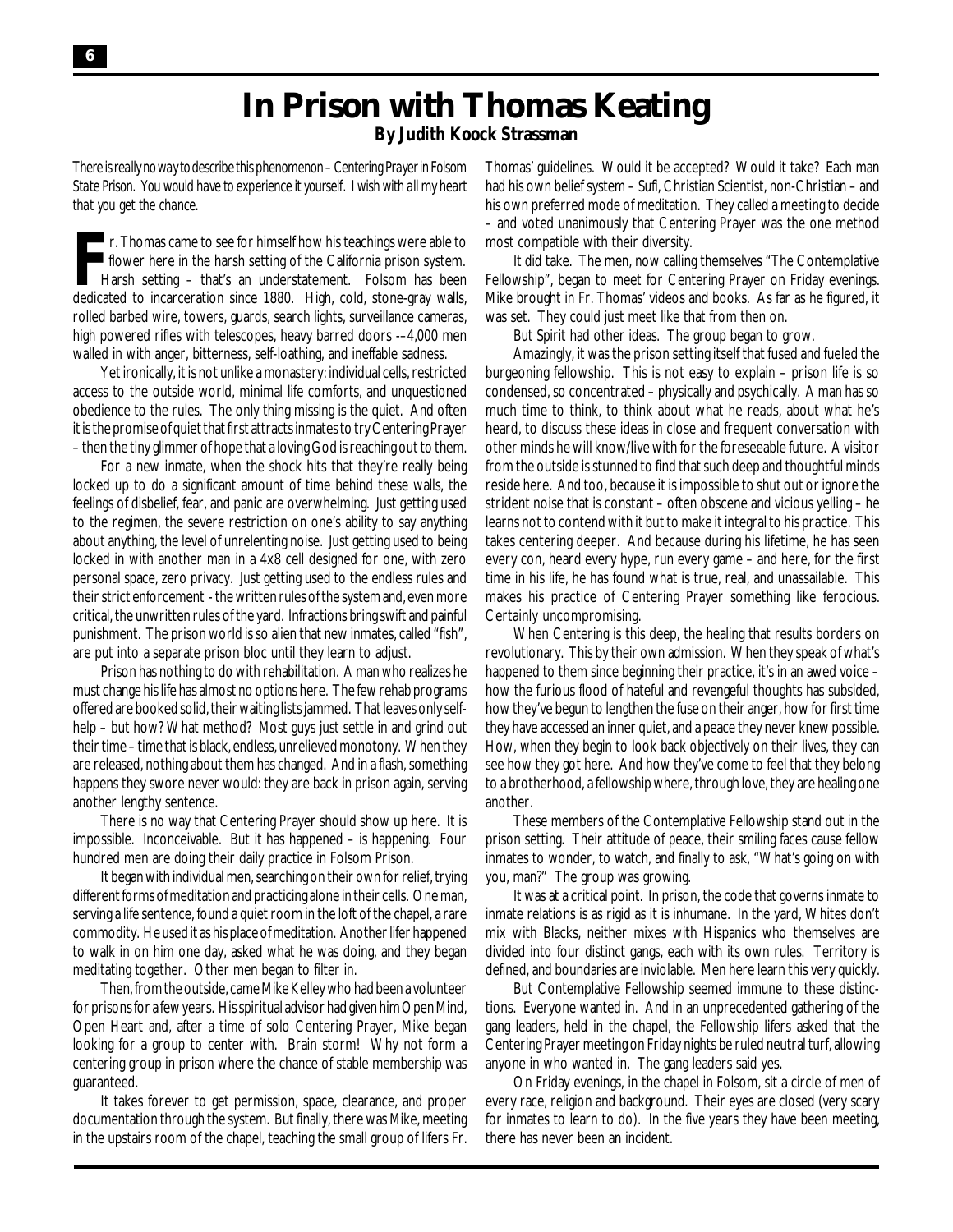# In Prison with Thomas Keating

**By Judith Koock Strassman**

*There is really no way to describe this phenomenon – Centering Prayer in Folsom State Prison. You would have to experience it yourself. I wish with all my heart that you get the chance.*

Fr. Thomas came to see for himself how his teachings were able to flower here in the harsh setting of the California prison system. Harsh setting – that's an understatement. Folsom has been dedicated to incarceration since 1880. High, cold, stone-gray walls, rolled barbed wire, towers, guards, search lights, surveillance cameras, high powered rifles with telescopes, heavy barred doors --4,000 men walled in with anger, bitterness, self-loathing, and ineffable sadness.

Yet ironically, it is not unlike a monastery: individual cells, restricted access to the outside world, minimal life comforts, and unquestioned obedience to the rules. The only thing missing is the quiet. And often it is the promise of quiet that first attracts inmates to try Centering Prayer – then the tiny glimmer of hope that a loving God is reaching out to them.

For a new inmate, when the shock hits that they're really being locked up to do a significant amount of time behind these walls, the feelings of disbelief, fear, and panic are overwhelming. Just getting used to the regimen, the severe restriction on one's ability to say anything about anything, the level of unrelenting noise. Just getting used to being locked in with another man in a 4x8 cell designed for one, with zero personal space, zero privacy. Just getting used to the endless rules and their strict enforcement - the written rules of the system and, even more critical, the unwritten rules of the yard. Infractions bring swift and painful punishment. The prison world is so alien that new inmates, called "fish", are put into a separate prison bloc until they learn to adjust.

Prison has nothing to do with rehabilitation. A man who realizes he must change his life has almost no options here. The few rehab programs offered are booked solid, their waiting lists jammed. That leaves only self-help – but how? What method? Most guys just settle in and grind out their time – time that is black, endless, unrelieved monotony. When they are released, nothing about them has changed. And in a flash, something happens they swore never would: they are back in prison again, serving another lengthy sentence.

There is no way that Centering Prayer should show up here. It is impossible. Inconceivable. But it has happened – is happening. Four hundred men are doing their daily practice in Folsom Prison.

It began with individual men, searching on their own for relief, trying different forms of meditation and practicing alone in their cells. One man, serving a life sentence, found a quiet room in the loft of the chapel, a rare commodity. He used it as his place of meditation. Another lifer happened to walk in on him one day, asked what he was doing, and they began meditating together. Other men began to filter in.

Then, from the outside, came Mike Kelley who had been a volunteer for prisons for a few years. His spiritual advisor had given him Open Mind, Open Heart and, after a time of solo Centering Prayer, Mike began looking for a group to center with. Brain storm! Why not form a centering group in prison where the chance of stable membership was guaranteed.

It takes forever to get permission, space, clearance, and proper documentation through the system. But finally, there was Mike, meeting in the upstairs room of the chapel, teaching the small group of lifers Fr. Thomas' guidelines. Would it be accepted? Would it take? Each man had his own belief system – Sufi, Christian Scientist, non-Christian – and his own preferred mode of meditation. They called a meeting to decide – and voted unanimously that Centering Prayer was the one method most compatible with their diversity.

It did take. The men, now calling themselves "The Contemplative Fellowship", began to meet for Centering Prayer on Friday evenings. Mike brought in Fr. Thomas' videos and books. As far as he figured, it was set. They could just meet like that from then on.

But Spirit had other ideas. The group began to grow.

Amazingly, it was the prison setting itself that fused and fueled the burgeoning fellowship. This is not easy to explain – prison life is so condensed, so concentrated – physically and psychically. A man has so much time to think, to think about what he reads, about what he's heard, to discuss these ideas in close and frequent conversation with other minds he will know/live with for the foreseeable future. A visitor from the outside is stunned to find that such deep and thoughtful minds reside here. And too, because it is impossible to shut out or ignore the strident noise that is constant – often obscene and vicious yelling – he learns not to contend with it but to make it integral to his practice. This takes centering deeper. And because during his lifetime, he has seen every con, heard every hype, run every game – and here, for the first time in his life, he has found what is true, real, and unassailable. This makes his practice of Centering Prayer something like ferocious. Certainly uncompromising.

When Centering is this deep, the healing that results borders on revolutionary. This by their own admission. When they speak of what's happened to them since beginning their practice, it's in an awed voice – how the furious flood of hateful and revengeful thoughts has subsided, how they've begun to lengthen the fuse on their anger, how for first time they have accessed an inner quiet, and a peace they never knew possible. How, when they begin to look back objectively on their lives, they can see how they got here. And how they've come to feel that they belong to a brotherhood, a fellowship where, through love, they are healing one another.

These members of the Contemplative Fellowship stand out in the prison setting. Their attitude of peace, their smiling faces cause fellow inmates to wonder, to watch, and finally to ask, "What's going on with you, man?" The group was growing.

It was at a critical point. In prison, the code that governs inmate to inmate relations is as rigid as it is inhumane. In the yard, Whites don't mix with Blacks, neither mixes with Hispanics who themselves are divided into four distinct gangs, each with its own rules. Territory is defined, and boundaries are inviolable. Men here learn this very quickly.

But Contemplative Fellowship seemed immune to these distinctions. Everyone wanted in. And in an unprecedented gathering of the gang leaders, held in the chapel, the Fellowship lifers asked that the Centering Prayer meeting on Friday nights be ruled neutral turf, allowing anyone in who wanted in. The gang leaders said yes.

On Friday evenings, in the chapel in Folsom, sit a circle of men of every race, religion and background. Their eyes are closed (very scary for inmates to learn to do). In the five years they have been meeting, there has never been an incident.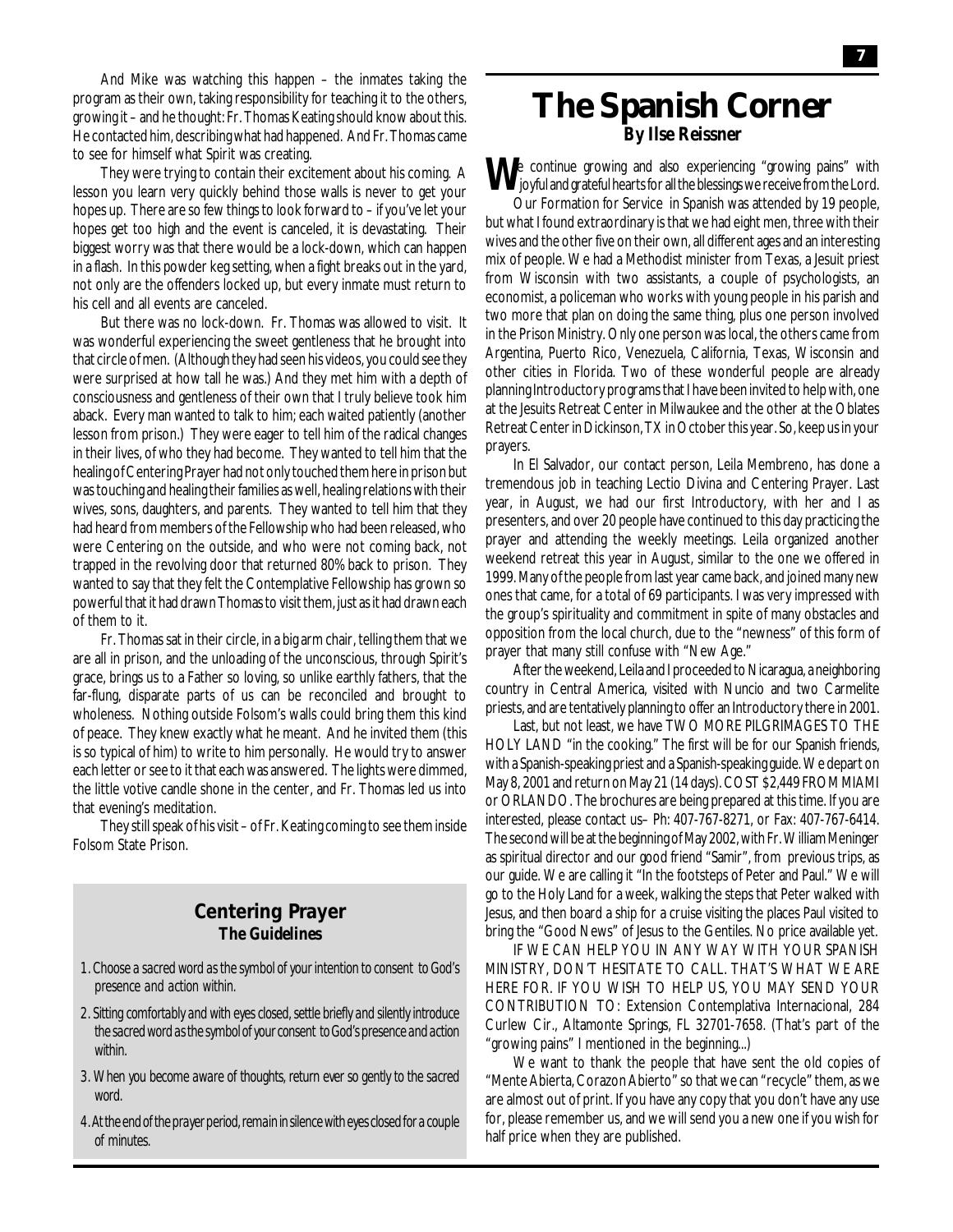And Mike was watching this happen – the inmates taking the program as their own, taking responsibility for teaching it to the others, growing it – and he thought: Fr. Thomas Keating should know about this. He contacted him, describing what had happened. And Fr. Thomas came to see for himself what Spirit was creating.

They were trying to contain their excitement about his coming. A lesson you learn very quickly behind those walls is never to get your hopes up. There are so few things to look forward to – if you've let your hopes get too high and the event is canceled, it is devastating. Their biggest worry was that there would be a lock-down, which can happen in a flash. In this powder keg setting, when a fight breaks out in the yard, not only are the offenders locked up, but every inmate must return to his cell and all events are canceled.

But there was no lock-down. Fr. Thomas was allowed to visit. It was wonderful experiencing the sweet gentleness that he brought into that circle of men. (Although they had seen his videos, you could see they were surprised at how tall he was.) And they met him with a depth of consciousness and gentleness of their own that I truly believe took him aback. Every man wanted to talk to him; each waited patiently (another lesson from prison.) They were eager to tell him of the radical changes in their lives, of who they had become. They wanted to tell him that the healing of Centering Prayer had not only touched them here in prison but was touching and healing their families as well, healing relations with their wives, sons, daughters, and parents. They wanted to tell him that they had heard from members of the Fellowship who had been released, who were Centering on the outside, and who were not coming back, not trapped in the revolving door that returned 80% back to prison. They wanted to say that they felt the Contemplative Fellowship has grown so powerful that it had drawn Thomas to visit them, just as it had drawn each of them to it.

Fr. Thomas sat in their circle, in a big arm chair, telling them that we are all in prison, and the unloading of the unconscious, through Spirit's grace, brings us to a Father so loving, so unlike earthly fathers, that the far-flung, disparate parts of us can be reconciled and brought to wholeness. Nothing outside Folsom's walls could bring them this kind of peace. They knew exactly what he meant. And he invited them (this is so typical of him) to write to him personally. He would try to answer each letter or see to it that each was answered. The lights were dimmed, the little votive candle shone in the center, and Fr. Thomas led us into that evening's meditation.

They still speak of his visit – of Fr. Keating coming to see them inside Folsom State Prison.

## Centering Prayer
### The Guidelines

1. *Choose a sacred word as the symbol of your intention to consent to God's presence and action within.*
2. *Sitting comfortably and with eyes closed, settle briefly and silently introduce the sacred word as the symbol of your consent to God's presence and action within.*
3. *When you become aware of thoughts, return ever so gently to the sacred word.*
4. *At the end of the prayer period, remain in silence with eyes closed for a couple of minutes.*

# The Spanish Corner
### By Ilse Reissner

We continue growing and also experiencing "growing pains" with joyful and grateful hearts for all the blessings we receive from the Lord.

Our Formation for Service in Spanish was attended by 19 people, but what I found extraordinary is that we had eight men, three with their wives and the other five on their own, all different ages and an interesting mix of people. We had a Methodist minister from Texas, a Jesuit priest from Wisconsin with two assistants, a couple of psychologists, an economist, a policeman who works with young people in his parish and two more that plan on doing the same thing, plus one person involved in the Prison Ministry. Only one person was local, the others came from Argentina, Puerto Rico, Venezuela, California, Texas, Wisconsin and other cities in Florida. Two of these wonderful people are already planning Introductory programs that I have been invited to help with, one at the Jesuits Retreat Center in Milwaukee and the other at the Oblates Retreat Center in Dickinson, TX in October this year. So, keep us in your prayers.

In El Salvador, our contact person, Leila Membreno, has done a tremendous job in teaching Lectio Divina and Centering Prayer. Last year, in August, we had our first Introductory, with her and I as presenters, and over 20 people have continued to this day practicing the prayer and attending the weekly meetings. Leila organized another weekend retreat this year in August, similar to the one we offered in 1999. Many of the people from last year came back, and joined many new ones that came, for a total of 69 participants. I was very impressed with the group's spirituality and commitment in spite of many obstacles and opposition from the local church, due to the "newness" of this form of prayer that many still confuse with "New Age."

After the weekend, Leila and I proceeded to Nicaragua, a neighboring country in Central America, visited with Nuncio and two Carmelite priests, and are tentatively planning to offer an Introductory there in 2001.

Last, but not least, we have TWO MORE PILGRIMAGES TO THE HOLY LAND "in the cooking." The first will be for our Spanish friends, with a Spanish-speaking priest and a Spanish-speaking guide. We depart on May 8, 2001 and return on May 21 (14 days). COST $2,449 FROM MIAMI or ORLANDO. The brochures are being prepared at this time. If you are interested, please contact us– Ph: 407-767-8271, or Fax: 407-767-6414. The second will be at the beginning of May 2002, with Fr. William Meninger as spiritual director and our good friend "Samir", from previous trips, as our guide. We are calling it "In the footsteps of Peter and Paul." We will go to the Holy Land for a week, walking the steps that Peter walked with Jesus, and then board a ship for a cruise visiting the places Paul visited to bring the "Good News" of Jesus to the Gentiles. No price available yet.

IF WE CAN HELP YOU IN ANY WAY WITH YOUR SPANISH MINISTRY, DON'T HESITATE TO CALL. THAT'S WHAT WE ARE HERE FOR. IF YOU WISH TO HELP US, YOU MAY SEND YOUR CONTRIBUTION TO: Extension Contemplativa Internacional, 284 Curlew Cir., Altamonte Springs, FL 32701-7658. (That's part of the "growing pains" I mentioned in the beginning...)

We want to thank the people that have sent the old copies of "Mente Abierta, Corazon Abierto" so that we can "recycle" them, as we are almost out of print. If you have any copy that you don't have any use for, please remember us, and we will send you a new one if you wish for half price when they are published.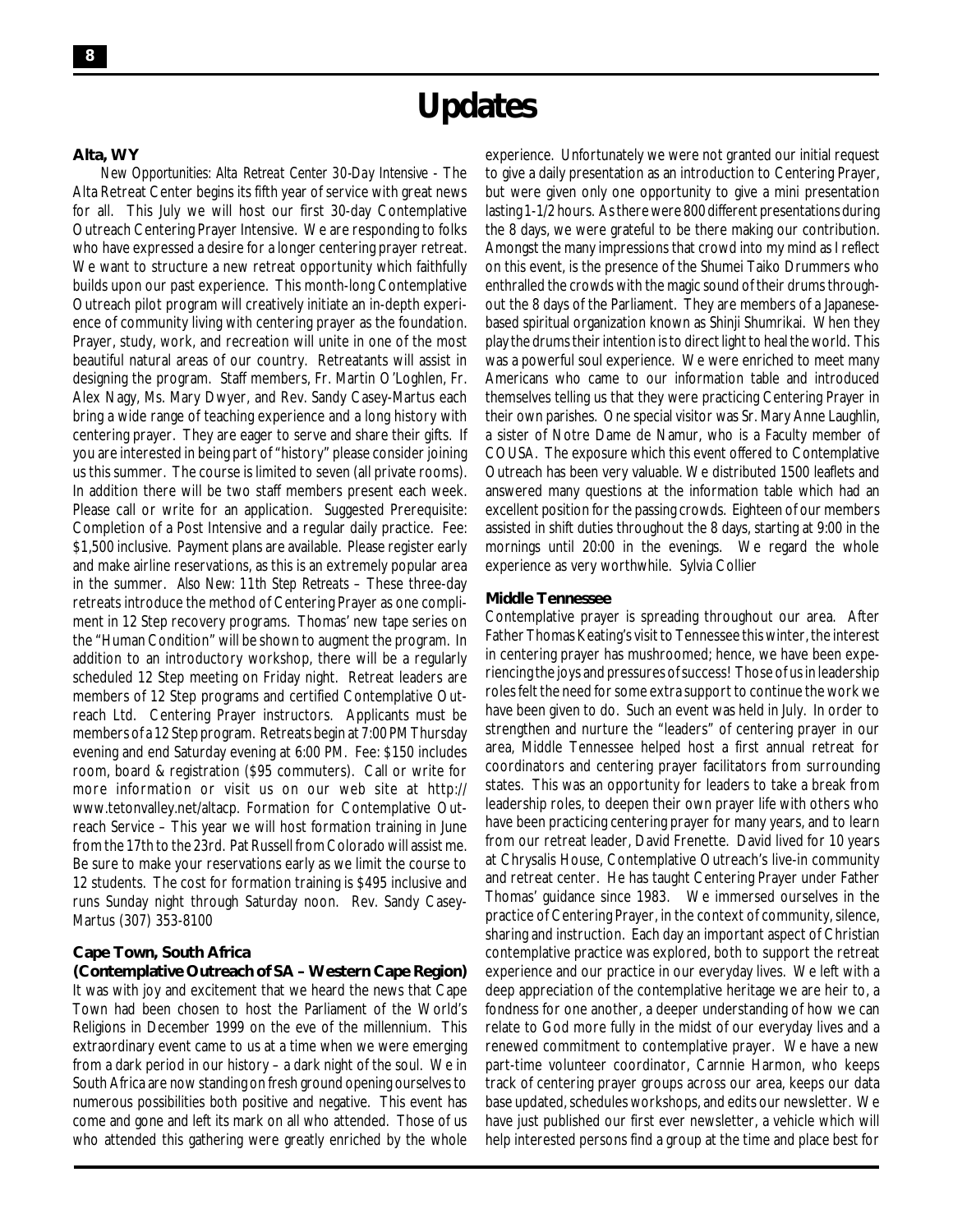# Updates

**Alta, WY**

*New Opportunities: Alta Retreat Center 30-Day Intensive* - The Alta Retreat Center begins its fifth year of service with great news for all. This July we will host our first 30-day Contemplative Outreach Centering Prayer Intensive. We are responding to folks who have expressed a desire for a longer centering prayer retreat. We want to structure a new retreat opportunity which faithfully builds upon our past experience. This month-long Contemplative Outreach pilot program will creatively initiate an in-depth experience of community living with centering prayer as the foundation. Prayer, study, work, and recreation will unite in one of the most beautiful natural areas of our country. Retreatants will assist in designing the program. Staff members, Fr. Martin O'Loghlen, Fr. Alex Nagy, Ms. Mary Dwyer, and Rev. Sandy Casey-Martus each bring a wide range of teaching experience and a long history with centering prayer. They are eager to serve and share their gifts. If you are interested in being part of "history" please consider joining us this summer. The course is limited to seven (all private rooms). In addition there will be two staff members present each week. Please call or write for an application. Suggested Prerequisite: Completion of a Post Intensive and a regular daily practice. Fee: $1,500 inclusive. Payment plans are available. Please register early and make airline reservations, as this is an extremely popular area in the summer. *Also New: 11th Step Retreats* – These three-day retreats introduce the method of Centering Prayer as one compliment in 12 Step recovery programs. Thomas' new tape series on the "Human Condition" will be shown to augment the program. In addition to an introductory workshop, there will be a regularly scheduled 12 Step meeting on Friday night. Retreat leaders are members of 12 Step programs and certified Contemplative Outreach Ltd. Centering Prayer instructors. Applicants must be members of a 12 Step program. Retreats begin at 7:00 PM Thursday evening and end Saturday evening at 6:00 PM. Fee: $150 includes room, board & registration ($95 commuters). Call or write for more information or visit us on our web site at http://www.tetonvalley.net/altacp. Formation for Contemplative Outreach Service – This year we will host formation training in June from the 17th to the 23rd. Pat Russell from Colorado will assist me. Be sure to make your reservations early as we limit the course to 12 students. The cost for formation training is $495 inclusive and runs Sunday night through Saturday noon. Rev. Sandy Casey-Martus (307) 353-8100

**Cape Town, South Africa**
**(Contemplative Outreach of SA – Western Cape Region)**

It was with joy and excitement that we heard the news that Cape Town had been chosen to host the Parliament of the World's Religions in December 1999 on the eve of the millennium. This extraordinary event came to us at a time when we were emerging from a dark period in our history – a dark night of the soul. We in South Africa are now standing on fresh ground opening ourselves to numerous possibilities both positive and negative. This event has come and gone and left its mark on all who attended. Those of us who attended this gathering were greatly enriched by the whole experience. Unfortunately we were not granted our initial request to give a daily presentation as an introduction to Centering Prayer, but were given only one opportunity to give a mini presentation lasting 1-1/2 hours. As there were 800 different presentations during the 8 days, we were grateful to be there making our contribution. Amongst the many impressions that crowd into my mind as I reflect on this event, is the presence of the Shumei Taiko Drummers who enthralled the crowds with the magic sound of their drums throughout the 8 days of the Parliament. They are members of a Japanese-based spiritual organization known as Shinji Shumrikai. When they play the drums their intention is to direct light to heal the world. This was a powerful soul experience. We were enriched to meet many Americans who came to our information table and introduced themselves telling us that they were practicing Centering Prayer in their own parishes. One special visitor was Sr. Mary Anne Laughlin, a sister of Notre Dame de Namur, who is a Faculty member of COUSA. The exposure which this event offered to Contemplative Outreach has been very valuable. We distributed 1500 leaflets and answered many questions at the information table which had an excellent position for the passing crowds. Eighteen of our members assisted in shift duties throughout the 8 days, starting at 9:00 in the mornings until 20:00 in the evenings. We regard the whole experience as very worthwhile. Sylvia Collier

**Middle Tennessee**

Contemplative prayer is spreading throughout our area. After Father Thomas Keating's visit to Tennessee this winter, the interest in centering prayer has mushroomed; hence, we have been experiencing the joys and pressures of success! Those of us in leadership roles felt the need for some extra support to continue the work we have been given to do. Such an event was held in July. In order to strengthen and nurture the "leaders" of centering prayer in our area, Middle Tennessee helped host a first annual retreat for coordinators and centering prayer facilitators from surrounding states. This was an opportunity for leaders to take a break from leadership roles, to deepen their own prayer life with others who have been practicing centering prayer for many years, and to learn from our retreat leader, David Frenette. David lived for 10 years at Chrysalis House, Contemplative Outreach's live-in community and retreat center. He has taught Centering Prayer under Father Thomas' guidance since 1983. We immersed ourselves in the practice of Centering Prayer, in the context of community, silence, sharing and instruction. Each day an important aspect of Christian contemplative practice was explored, both to support the retreat experience and our practice in our everyday lives. We left with a deep appreciation of the contemplative heritage we are heir to, a fondness for one another, a deeper understanding of how we can relate to God more fully in the midst of our everyday lives and a renewed commitment to contemplative prayer. We have a new part-time volunteer coordinator, Carnnie Harmon, who keeps track of centering prayer groups across our area, keeps our data base updated, schedules workshops, and edits our newsletter. We have just published our first ever newsletter, a vehicle which will help interested persons find a group at the time and place best for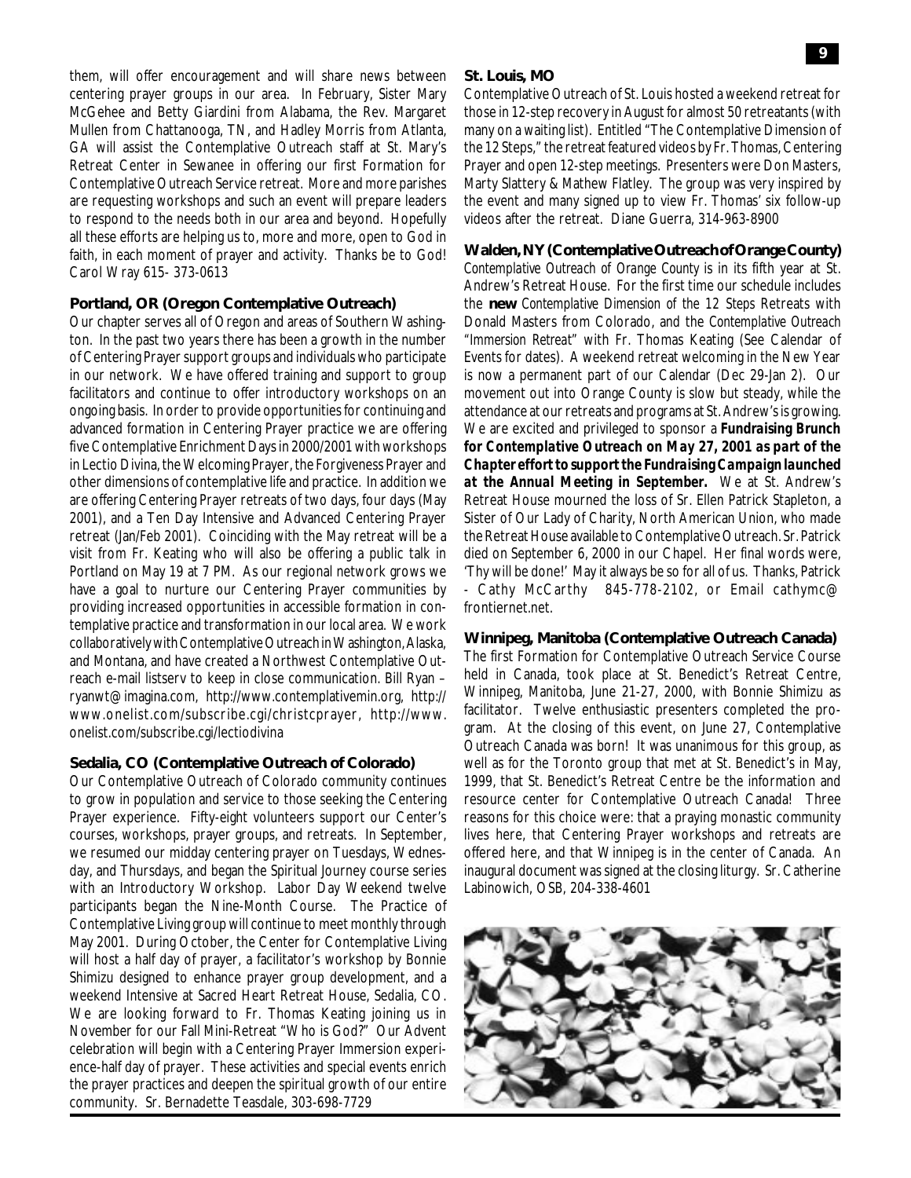them, will offer encouragement and will share news between centering prayer groups in our area. In February, Sister Mary McGehee and Betty Giardini from Alabama, the Rev. Margaret Mullen from Chattanooga, TN, and Hadley Morris from Atlanta, GA will assist the Contemplative Outreach staff at St. Mary's Retreat Center in Sewanee in offering our first Formation for Contemplative Outreach Service retreat. More and more parishes are requesting workshops and such an event will prepare leaders to respond to the needs both in our area and beyond. Hopefully all these efforts are helping us to, more and more, open to God in faith, in each moment of prayer and activity. Thanks be to God! Carol Wray 615- 373-0613

**Portland, OR (Oregon Contemplative Outreach)**

Our chapter serves all of Oregon and areas of Southern Washington. In the past two years there has been a growth in the number of Centering Prayer support groups and individuals who participate in our network. We have offered training and support to group facilitators and continue to offer introductory workshops on an ongoing basis. In order to provide opportunities for continuing and advanced formation in Centering Prayer practice we are offering five Contemplative Enrichment Days in 2000/2001 with workshops in Lectio Divina, the Welcoming Prayer, the Forgiveness Prayer and other dimensions of contemplative life and practice. In addition we are offering Centering Prayer retreats of two days, four days (May 2001), and a Ten Day Intensive and Advanced Centering Prayer retreat (Jan/Feb 2001). Coinciding with the May retreat will be a visit from Fr. Keating who will also be offering a public talk in Portland on May 19 at 7 PM. As our regional network grows we have a goal to nurture our Centering Prayer communities by providing increased opportunities in accessible formation in contemplative practice and transformation in our local area. We work collaboratively with Contemplative Outreach in Washington, Alaska, and Montana, and have created a Northwest Contemplative Outreach e-mail listserv to keep in close communication. Bill Ryan – ryanwt@imagina.com, http://www.contemplativemin.org, http://www.onelist.com/subscribe.cgi/christcprayer, http://www.onelist.com/subscribe.cgi/lectiodivina

**Sedalia, CO (Contemplative Outreach of Colorado)**

Our Contemplative Outreach of Colorado community continues to grow in population and service to those seeking the Centering Prayer experience. Fifty-eight volunteers support our Center's courses, workshops, prayer groups, and retreats. In September, we resumed our midday centering prayer on Tuesdays, Wednesday, and Thursdays, and began the Spiritual Journey course series with an Introductory Workshop. Labor Day Weekend twelve participants began the Nine-Month Course. The Practice of Contemplative Living group will continue to meet monthly through May 2001. During October, the Center for Contemplative Living will host a half day of prayer, a facilitator's workshop by Bonnie Shimizu designed to enhance prayer group development, and a weekend Intensive at Sacred Heart Retreat House, Sedalia, CO. We are looking forward to Fr. Thomas Keating joining us in November for our Fall Mini-Retreat "Who is God?" Our Advent celebration will begin with a Centering Prayer Immersion experience-half day of prayer. These activities and special events enrich the prayer practices and deepen the spiritual growth of our entire community. Sr. Bernadette Teasdale, 303-698-7729

**St. Louis, MO**

Contemplative Outreach of St. Louis hosted a weekend retreat for those in 12-step recovery in August for almost 50 retreatants (with many on a waiting list). Entitled "The Contemplative Dimension of the 12 Steps," the retreat featured videos by Fr. Thomas, Centering Prayer and open 12-step meetings. Presenters were Don Masters, Marty Slattery & Mathew Flatley. The group was very inspired by the event and many signed up to view Fr. Thomas' six follow-up videos after the retreat. Diane Guerra, 314-963-8900

**Walden, NY (Contemplative Outreach of Orange County)**

*Contemplative Outreach of Orange County* is in its fifth year at St. Andrew's Retreat House. For the first time our schedule includes the **new** *Contemplative Dimension of the 12 Steps* Retreats with Donald Masters from Colorado, and the *Contemplative Outreach "Immersion Retreat"* with Fr. Thomas Keating (See Calendar of Events for dates). A weekend retreat welcoming in the New Year is now a permanent part of our Calendar (Dec 29-Jan 2). Our movement out into Orange County is slow but steady, while the attendance at our retreats and programs at St. Andrew's is growing. We are excited and privileged to sponsor a ***Fundraising Brunch for Contemplative Outreach on May 27, 2001 as part of the Chapter effort to support the Fundraising Campaign launched at the Annual Meeting in September.*** We at St. Andrew's Retreat House mourned the loss of Sr. Ellen Patrick Stapleton, a Sister of Our Lady of Charity, North American Union, who made the Retreat House available to Contemplative Outreach. Sr. Patrick died on September 6, 2000 in our Chapel. Her final words were, 'Thy will be done!' May it always be so for all of us. Thanks, Patrick - Cathy McCarthy 845-778-2102, or Email cathymc@frontiernet.net.

**Winnipeg, Manitoba (Contemplative Outreach Canada)**

The first Formation for Contemplative Outreach Service Course held in Canada, took place at St. Benedict's Retreat Centre, Winnipeg, Manitoba, June 21-27, 2000, with Bonnie Shimizu as facilitator. Twelve enthusiastic presenters completed the program. At the closing of this event, on June 27, Contemplative Outreach Canada was born! It was unanimous for this group, as well as for the Toronto group that met at St. Benedict's in May, 1999, that St. Benedict's Retreat Centre be the information and resource center for Contemplative Outreach Canada! Three reasons for this choice were: that a praying monastic community lives here, that Centering Prayer workshops and retreats are offered here, and that Winnipeg is in the center of Canada. An inaugural document was signed at the closing liturgy. Sr. Catherine Labinowich, OSB, 204-338-4601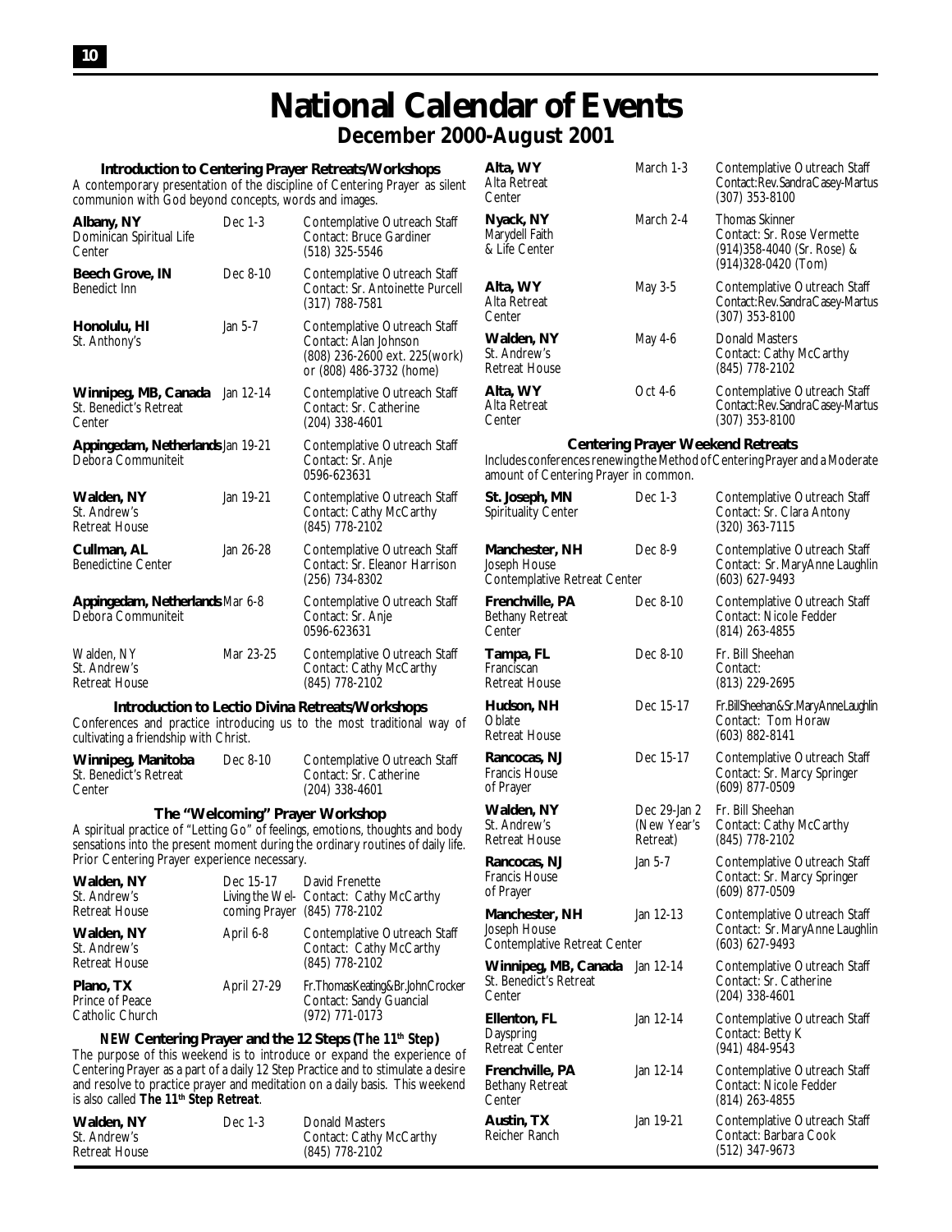# National Calendar of Events

## December 2000-August 2001

### Introduction to Centering Prayer Retreats/Workshops

A contemporary presentation of the discipline of Centering Prayer as silent communion with God beyond concepts, words and images.

| Location | Date | Presenter / Contact |
|---|---|---|
| **Albany, NY** Dominican Spiritual Life Center | Dec 1-3 | Contemplative Outreach Staff Contact: Bruce Gardiner (518) 325-5546 |
| **Beech Grove, IN** Benedict Inn | Dec 8-10 | Contemplative Outreach Staff Contact: Sr. Antoinette Purcell (317) 788-7581 |
| **Honolulu, HI** St. Anthony's | Jan 5-7 | Contemplative Outreach Staff Contact: Alan Johnson (808) 236-2600 ext. 225(work) or (808) 486-3732 (home) |
| **Winnipeg, MB, Canada** St. Benedict's Retreat Center | Jan 12-14 | Contemplative Outreach Staff Contact: Sr. Catherine (204) 338-4601 |
| **Appingedam, Netherlands** Debora Communiteit | Jan 19-21 | Contemplative Outreach Staff Contact: Sr. Anje 0596-623631 |
| **Walden, NY** St. Andrew's Retreat House | Jan 19-21 | Contemplative Outreach Staff Contact: Cathy McCarthy (845) 778-2102 |
| **Cullman, AL** Benedictine Center | Jan 26-28 | Contemplative Outreach Staff Contact: Sr. Eleanor Harrison (256) 734-8302 |
| **Appingedam, Netherlands** Debora Communiteit | Mar 6-8 | Contemplative Outreach Staff Contact: Sr. Anje 0596-623631 |
| Walden, NY St. Andrew's Retreat House | Mar 23-25 | Contemplative Outreach Staff Contact: Cathy McCarthy (845) 778-2102 |
| **Alta, WY** Alta Retreat Center | March 1-3 | Contemplative Outreach Staff Contact: Rev. Sandra Casey-Martus (307) 353-8100 |
| **Nyack, NY** Marydell Faith & Life Center | March 2-4 | Thomas Skinner Contact: Sr. Rose Vermette (914)358-4040 (Sr. Rose) & (914)328-0420 (Tom) |
| **Alta, WY** Alta Retreat Center | May 3-5 | Contemplative Outreach Staff Contact: Rev. Sandra Casey-Martus (307) 353-8100 |
| **Walden, NY** St. Andrew's Retreat House | May 4-6 | Donald Masters Contact: Cathy McCarthy (845) 778-2102 |
| **Alta, WY** Alta Retreat Center | Oct 4-6 | Contemplative Outreach Staff Contact: Rev. Sandra Casey-Martus (307) 353-8100 |

### Introduction to Lectio Divina Retreats/Workshops

Conferences and practice introducing us to the most traditional way of cultivating a friendship with Christ.

| Location | Date | Presenter / Contact |
|---|---|---|
| **Winnipeg, Manitoba** St. Benedict's Retreat Center | Dec 8-10 | Contemplative Outreach Staff Contact: Sr. Catherine (204) 338-4601 |

### The "Welcoming" Prayer Workshop

A spiritual practice of "Letting Go" of feelings, emotions, thoughts and body sensations into the present moment during the ordinary routines of daily life. Prior Centering Prayer experience necessary.

| Location | Date | Presenter / Contact |
|---|---|---|
| **Walden, NY** St. Andrew's Retreat House | Dec 15-17 Living the Welcoming Prayer | David Frenette Contact: Cathy McCarthy (845) 778-2102 |
| **Walden, NY** St. Andrew's Retreat House | April 6-8 | Contemplative Outreach Staff Contact: Cathy McCarthy (845) 778-2102 |
| **Plano, TX** Prince of Peace Catholic Church | April 27-29 | Fr. Thomas Keating & Br. John Crocker Contact: Sandy Guancial (972) 771-0173 |

### *NEW* Centering Prayer and the 12 Steps (*The 11th Step*)

The purpose of this weekend is to introduce or expand the experience of Centering Prayer as a part of a daily 12 Step Practice and to stimulate a desire and resolve to practice prayer and meditation on a daily basis. This weekend is also called **The 11th Step Retreat**.

| Location | Date | Presenter / Contact |
|---|---|---|
| **Walden, NY** St. Andrew's Retreat House | Dec 1-3 | Donald Masters Contact: Cathy McCarthy (845) 778-2102 |

### Centering Prayer Weekend Retreats

Includes conferences renewing the Method of Centering Prayer and a Moderate amount of Centering Prayer in common.

| Location | Date | Presenter / Contact |
|---|---|---|
| **St. Joseph, MN** Spirituality Center | Dec 1-3 | Contemplative Outreach Staff Contact: Sr. Clara Antony (320) 363-7115 |
| **Manchester, NH** Joseph House Contemplative Retreat Center | Dec 8-9 | Contemplative Outreach Staff Contact: Sr. MaryAnne Laughlin (603) 627-9493 |
| **Frenchville, PA** Bethany Retreat Center | Dec 8-10 | Contemplative Outreach Staff Contact: Nicole Fedder (814) 263-4855 |
| **Tampa, FL** Franciscan Retreat House | Dec 8-10 | Fr. Bill Sheehan Contact: (813) 229-2695 |
| **Hudson, NH** Oblate Retreat House | Dec 15-17 | Fr. Bill Sheehan & Sr. MaryAnne Laughlin Contact: Tom Horaw (603) 882-8141 |
| **Rancocas, NJ** Francis House of Prayer | Dec 15-17 | Contemplative Outreach Staff Contact: Sr. Marcy Springer (609) 877-0509 |
| **Walden, NY** St. Andrew's Retreat House | Dec 29-Jan 2 (New Year's Retreat) | Fr. Bill Sheehan Contact: Cathy McCarthy (845) 778-2102 |
| **Rancocas, NJ** Francis House of Prayer | Jan 5-7 | Contemplative Outreach Staff Contact: Sr. Marcy Springer (609) 877-0509 |
| **Manchester, NH** Joseph House Contemplative Retreat Center | Jan 12-13 | Contemplative Outreach Staff Contact: Sr. MaryAnne Laughlin (603) 627-9493 |
| **Winnipeg, MB, Canada** St. Benedict's Retreat Center | Jan 12-14 | Contemplative Outreach Staff Contact: Sr. Catherine (204) 338-4601 |
| **Ellenton, FL** Dayspring Retreat Center | Jan 12-14 | Contemplative Outreach Staff Contact: Betty K (941) 484-9543 |
| **Frenchville, PA** Bethany Retreat Center | Jan 12-14 | Contemplative Outreach Staff Contact: Nicole Fedder (814) 263-4855 |
| **Austin, TX** Reicher Ranch | Jan 19-21 | Contemplative Outreach Staff Contact: Barbara Cook (512) 347-9673 |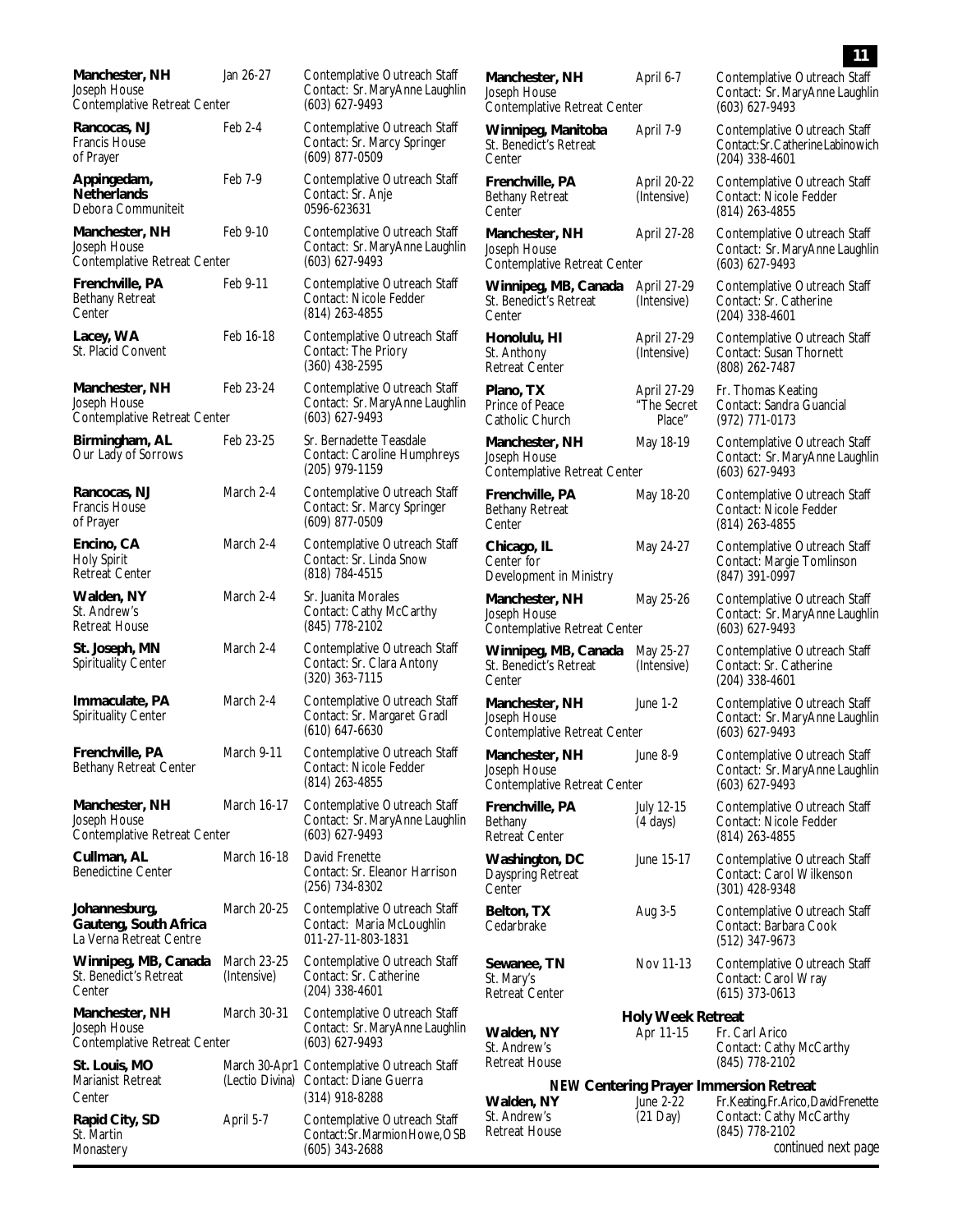| Location | Date | Presenter / Contact |
|---|---|---|
| **Manchester, NH** Joseph House Contemplative Retreat Center | Jan 26-27 | Contemplative Outreach Staff Contact: Sr. MaryAnne Laughlin (603) 627-9493 |
| **Rancocas, NJ** Francis House of Prayer | Feb 2-4 | Contemplative Outreach Staff Contact: Sr. Marcy Springer (609) 877-0509 |
| **Appingedam, Netherlands** Debora Communiteit | Feb 7-9 | Contemplative Outreach Staff Contact: Sr. Anje 0596-623631 |
| **Manchester, NH** Joseph House Contemplative Retreat Center | Feb 9-10 | Contemplative Outreach Staff Contact: Sr. MaryAnne Laughlin (603) 627-9493 |
| **Frenchville, PA** Bethany Retreat Center | Feb 9-11 | Contemplative Outreach Staff Contact: Nicole Fedder (814) 263-4855 |
| **Lacey, WA** St. Placid Convent | Feb 16-18 | Contemplative Outreach Staff Contact: The Priory (360) 438-2595 |
| **Manchester, NH** Joseph House Contemplative Retreat Center | Feb 23-24 | Contemplative Outreach Staff Contact: Sr. MaryAnne Laughlin (603) 627-9493 |
| **Birmingham, AL** Our Lady of Sorrows | Feb 23-25 | Sr. Bernadette Teasdale Contact: Caroline Humphreys (205) 979-1159 |
| **Rancocas, NJ** Francis House of Prayer | March 2-4 | Contemplative Outreach Staff Contact: Sr. Marcy Springer (609) 877-0509 |
| **Encino, CA** Holy Spirit Retreat Center | March 2-4 | Contemplative Outreach Staff Contact: Sr. Linda Snow (818) 784-4515 |
| **Walden, NY** St. Andrew's Retreat House | March 2-4 | Sr. Juanita Morales Contact: Cathy McCarthy (845) 778-2102 |
| **St. Joseph, MN** Spirituality Center | March 2-4 | Contemplative Outreach Staff Contact: Sr. Clara Antony (320) 363-7115 |
| **Immaculate, PA** Spirituality Center | March 2-4 | Contemplative Outreach Staff Contact: Sr. Margaret Gradl (610) 647-6630 |
| **Frenchville, PA** Bethany Retreat Center | March 9-11 | Contemplative Outreach Staff Contact: Nicole Fedder (814) 263-4855 |
| **Manchester, NH** Joseph House Contemplative Retreat Center | March 16-17 | Contemplative Outreach Staff Contact: Sr. MaryAnne Laughlin (603) 627-9493 |
| **Cullman, AL** Benedictine Center | March 16-18 | David Frenette Contact: Sr. Eleanor Harrison (256) 734-8302 |
| **Johannesburg, Gauteng, South Africa** La Verna Retreat Centre | March 20-25 | Contemplative Outreach Staff Contact: Maria McLoughlin 011-27-11-803-1831 |
| **Winnipeg, MB, Canada** St. Benedict's Retreat Center | March 23-25 (Intensive) | Contemplative Outreach Staff Contact: Sr. Catherine (204) 338-4601 |
| **Manchester, NH** Joseph House Contemplative Retreat Center | March 30-31 | Contemplative Outreach Staff Contact: Sr. MaryAnne Laughlin (603) 627-9493 |
| **St. Louis, MO** Marianist Retreat Center | March 30-Apr1 (Lectio Divina) | Contemplative Outreach Staff Contact: Diane Guerra (314) 918-8288 |
| **Rapid City, SD** St. Martin Monastery | April 5-7 | Contemplative Outreach Staff Contact: Sr. Marmion Howe, OSB (605) 343-2688 |
| **Manchester, NH** Joseph House Contemplative Retreat Center | April 6-7 | Contemplative Outreach Staff Contact: Sr. MaryAnne Laughlin (603) 627-9493 |
| **Winnipeg, Manitoba** St. Benedict's Retreat Center | April 7-9 | Contemplative Outreach Staff Contact: Sr. Catherine Labinowich (204) 338-4601 |
| **Frenchville, PA** Bethany Retreat Center | April 20-22 (Intensive) | Contemplative Outreach Staff Contact: Nicole Fedder (814) 263-4855 |
| **Manchester, NH** Joseph House Contemplative Retreat Center | April 27-28 | Contemplative Outreach Staff Contact: Sr. MaryAnne Laughlin (603) 627-9493 |
| **Winnipeg, MB, Canada** St. Benedict's Retreat Center | April 27-29 (Intensive) | Contemplative Outreach Staff Contact: Sr. Catherine (204) 338-4601 |
| **Honolulu, HI** St. Anthony Retreat Center | April 27-29 (Intensive) | Contemplative Outreach Staff Contact: Susan Thornett (808) 262-7487 |
| **Plano, TX** Prince of Peace Catholic Church | April 27-29 "The Secret Place" | Fr. Thomas Keating Contact: Sandra Guancial (972) 771-0173 |
| **Manchester, NH** Joseph House Contemplative Retreat Center | May 18-19 | Contemplative Outreach Staff Contact: Sr. MaryAnne Laughlin (603) 627-9493 |
| **Frenchville, PA** Bethany Retreat Center | May 18-20 | Contemplative Outreach Staff Contact: Nicole Fedder (814) 263-4855 |
| **Chicago, IL** Center for Development in Ministry | May 24-27 | Contemplative Outreach Staff Contact: Margie Tomlinson (847) 391-0997 |
| **Manchester, NH** Joseph House Contemplative Retreat Center | May 25-26 | Contemplative Outreach Staff Contact: Sr. MaryAnne Laughlin (603) 627-9493 |
| **Winnipeg, MB, Canada** St. Benedict's Retreat Center | May 25-27 (Intensive) | Contemplative Outreach Staff Contact: Sr. Catherine (204) 338-4601 |
| **Manchester, NH** Joseph House Contemplative Retreat Center | June 1-2 | Contemplative Outreach Staff Contact: Sr. MaryAnne Laughlin (603) 627-9493 |
| **Manchester, NH** Joseph House Contemplative Retreat Center | June 8-9 | Contemplative Outreach Staff Contact: Sr. MaryAnne Laughlin (603) 627-9493 |
| **Frenchville, PA** Bethany Retreat Center | July 12-15 (4 days) | Contemplative Outreach Staff Contact: Nicole Fedder (814) 263-4855 |
| **Washington, DC** Dayspring Retreat Center | June 15-17 | Contemplative Outreach Staff Contact: Carol Wilkenson (301) 428-9348 |
| **Belton, TX** Cedarbrake | Aug 3-5 | Contemplative Outreach Staff Contact: Barbara Cook (512) 347-9673 |
| **Sewanee, TN** St. Mary's Retreat Center | Nov 11-13 | Contemplative Outreach Staff Contact: Carol Wray (615) 373-0613 |

### Holy Week Retreat

| Location | Date | Presenter / Contact |
|---|---|---|
| **Walden, NY** St. Andrew's Retreat House | Apr 11-15 | Fr. Carl Arico Contact: Cathy McCarthy (845) 778-2102 |

### *NEW* Centering Prayer Immersion Retreat

| Location | Date | Presenter / Contact |
|---|---|---|
| **Walden, NY** St. Andrew's Retreat House | June 2-22 (21 Day) | Fr. Keating, Fr. Arico, David Frenette Contact: Cathy McCarthy (845) 778-2102 |

*continued next page*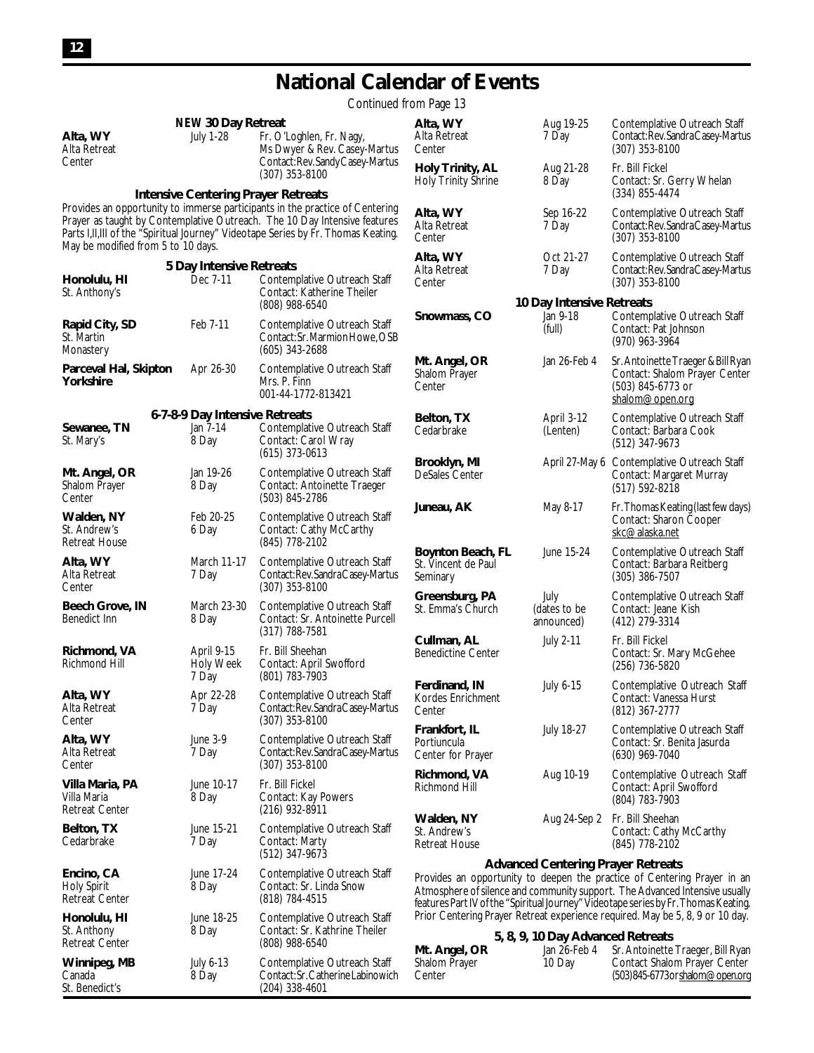# National Calendar of Events

Continued from Page 13

### NEW 30 Day Retreat

| Location | Dates | Details |
|---|---|---|
| **Alta, WY**<br>Alta Retreat Center | July 1-28 | Fr. O'Loghlen, Fr. Nagy, Ms Dwyer & Rev. Casey-Martus<br>Contact: Rev. Sandy Casey-Martus<br>(307) 353-8100 |

### Intensive Centering Prayer Retreats

Provides an opportunity to immerse participants in the practice of Centering Prayer as taught by Contemplative Outreach. The 10 Day Intensive features Parts I,II,III of the "Spiritual Journey" Videotape Series by Fr. Thomas Keating. May be modified from 5 to 10 days.

### 5 Day Intensive Retreats

| Location | Dates | Details |
|---|---|---|
| **Honolulu, HI**<br>St. Anthony's | Dec 7-11 | Contemplative Outreach Staff<br>Contact: Katherine Theiler<br>(808) 988-6540 |
| **Rapid City, SD**<br>St. Martin Monastery | Feb 7-11 | Contemplative Outreach Staff<br>Contact: Sr. Marmion Howe, OSB<br>(605) 343-2688 |
| **Parceval Hal, Skipton Yorkshire** | Apr 26-30 | Contemplative Outreach Staff<br>Mrs. P. Finn<br>001-44-1772-813421 |

### 6-7-8-9 Day Intensive Retreats

| Location | Dates | Details |
|---|---|---|
| **Sewanee, TN**<br>St. Mary's | Jan 7-14<br>8 Day | Contemplative Outreach Staff<br>Contact: Carol Wray<br>(615) 373-0613 |
| **Mt. Angel, OR**<br>Shalom Prayer Center | Jan 19-26<br>8 Day | Contemplative Outreach Staff<br>Contact: Antoinette Traeger<br>(503) 845-2786 |
| **Walden, NY**<br>St. Andrew's Retreat House | Feb 20-25<br>6 Day | Contemplative Outreach Staff<br>Contact: Cathy McCarthy<br>(845) 778-2102 |
| **Alta, WY**<br>Alta Retreat Center | March 11-17<br>7 Day | Contemplative Outreach Staff<br>Contact: Rev. Sandra Casey-Martus<br>(307) 353-8100 |
| **Beech Grove, IN**<br>Benedict Inn | March 23-30<br>8 Day | Contemplative Outreach Staff<br>Contact: Sr. Antoinette Purcell<br>(317) 788-7581 |
| **Richmond, VA**<br>Richmond Hill | April 9-15<br>Holy Week<br>7 Day | Fr. Bill Sheehan<br>Contact: April Swofford<br>(801) 783-7903 |
| **Alta, WY**<br>Alta Retreat Center | Apr 22-28<br>7 Day | Contemplative Outreach Staff<br>Contact: Rev. Sandra Casey-Martus<br>(307) 353-8100 |
| **Alta, WY**<br>Alta Retreat Center | June 3-9<br>7 Day | Contemplative Outreach Staff<br>Contact: Rev. Sandra Casey-Martus<br>(307) 353-8100 |
| **Villa Maria, PA**<br>Villa Maria Retreat Center | June 10-17<br>8 Day | Fr. Bill Fickel<br>Contact: Kay Powers<br>(216) 932-8911 |
| **Belton, TX**<br>Cedarbrake | June 15-21<br>7 Day | Contemplative Outreach Staff<br>Contact: Marty<br>(512) 347-9673 |
| **Encino, CA**<br>Holy Spirit Retreat Center | June 17-24<br>8 Day | Contemplative Outreach Staff<br>Contact: Sr. Linda Snow<br>(818) 784-4515 |
| **Honolulu, HI**<br>St. Anthony Retreat Center | June 18-25<br>8 Day | Contemplative Outreach Staff<br>Contact: Sr. Kathrine Theiler<br>(808) 988-6540 |
| **Winnipeg, MB**<br>Canada<br>St. Benedict's | July 6-13<br>8 Day | Contemplative Outreach Staff<br>Contact: Sr. Catherine Labinowich<br>(204) 338-4601 |
| **Alta, WY**<br>Alta Retreat Center | Aug 19-25<br>7 Day | Contemplative Outreach Staff<br>Contact: Rev. Sandra Casey-Martus<br>(307) 353-8100 |
| **Holy Trinity, AL**<br>Holy Trinity Shrine | Aug 21-28<br>8 Day | Fr. Bill Fickel<br>Contact: Sr. Gerry Whelan<br>(334) 855-4474 |
| **Alta, WY**<br>Alta Retreat Center | Sep 16-22<br>7 Day | Contemplative Outreach Staff<br>Contact: Rev. Sandra Casey-Martus<br>(307) 353-8100 |
| **Alta, WY**<br>Alta Retreat Center | Oct 21-27<br>7 Day | Contemplative Outreach Staff<br>Contact: Rev. Sandra Casey-Martus<br>(307) 353-8100 |

### 10 Day Intensive Retreats

| Location | Dates | Details |
|---|---|---|
| **Snowmass, CO** | Jan 9-18<br>(full) | Contemplative Outreach Staff<br>Contact: Pat Johnson<br>(970) 963-3964 |
| **Mt. Angel, OR**<br>Shalom Prayer Center | Jan 26-Feb 4 | Sr. Antoinette Traeger & Bill Ryan<br>Contact: Shalom Prayer Center<br>(503) 845-6773 or shalom@open.org |
| **Belton, TX**<br>Cedarbrake | April 3-12<br>(Lenten) | Contemplative Outreach Staff<br>Contact: Barbara Cook<br>(512) 347-9673 |
| **Brooklyn, MI**<br>DeSales Center | April 27-May 6 | Contemplative Outreach Staff<br>Contact: Margaret Murray<br>(517) 592-8218 |
| **Juneau, AK** | May 8-17 | Fr. Thomas Keating (last few days)<br>Contact: Sharon Cooper<br>skc@alaska.net |
| **Boynton Beach, FL**<br>St. Vincent de Paul Seminary | June 15-24 | Contemplative Outreach Staff<br>Contact: Barbara Reitberg<br>(305) 386-7507 |
| **Greensburg, PA**<br>St. Emma's Church | July<br>(dates to be announced) | Contemplative Outreach Staff<br>Contact: Jeane Kish<br>(412) 279-3314 |
| **Cullman, AL**<br>Benedictine Center | July 2-11 | Fr. Bill Fickel<br>Contact: Sr. Mary McGehee<br>(256) 736-5820 |
| **Ferdinand, IN**<br>Kordes Enrichment Center | July 6-15 | Contemplative Outreach Staff<br>Contact: Vanessa Hurst<br>(812) 367-2777 |
| **Frankfort, IL**<br>Portiuncula Center for Prayer | July 18-27 | Contemplative Outreach Staff<br>Contact: Sr. Benita Jasurda<br>(630) 969-7040 |
| **Richmond, VA**<br>Richmond Hill | Aug 10-19 | Contemplative Outreach Staff<br>Contact: April Swofford<br>(804) 783-7903 |
| **Walden, NY**<br>St. Andrew's Retreat House | Aug 24-Sep 2 | Fr. Bill Sheehan<br>Contact: Cathy McCarthy<br>(845) 778-2102 |

### Advanced Centering Prayer Retreats

Provides an opportunity to deepen the practice of Centering Prayer in an Atmosphere of silence and community support. The Advanced Intensive usually features Part IV of the "Spiritual Journey" Videotape series by Fr. Thomas Keating. Prior Centering Prayer Retreat experience required. May be 5, 8, 9 or 10 day.

### 5, 8, 9, 10 Day Advanced Retreats

| Location | Dates | Details |
|---|---|---|
| **Mt. Angel, OR**<br>Shalom Prayer Center | Jan 26-Feb 4<br>10 Day | Sr. Antoinette Traeger, Bill Ryan<br>Contact Shalom Prayer Center<br>(503)845-6773 or shalom@open.org |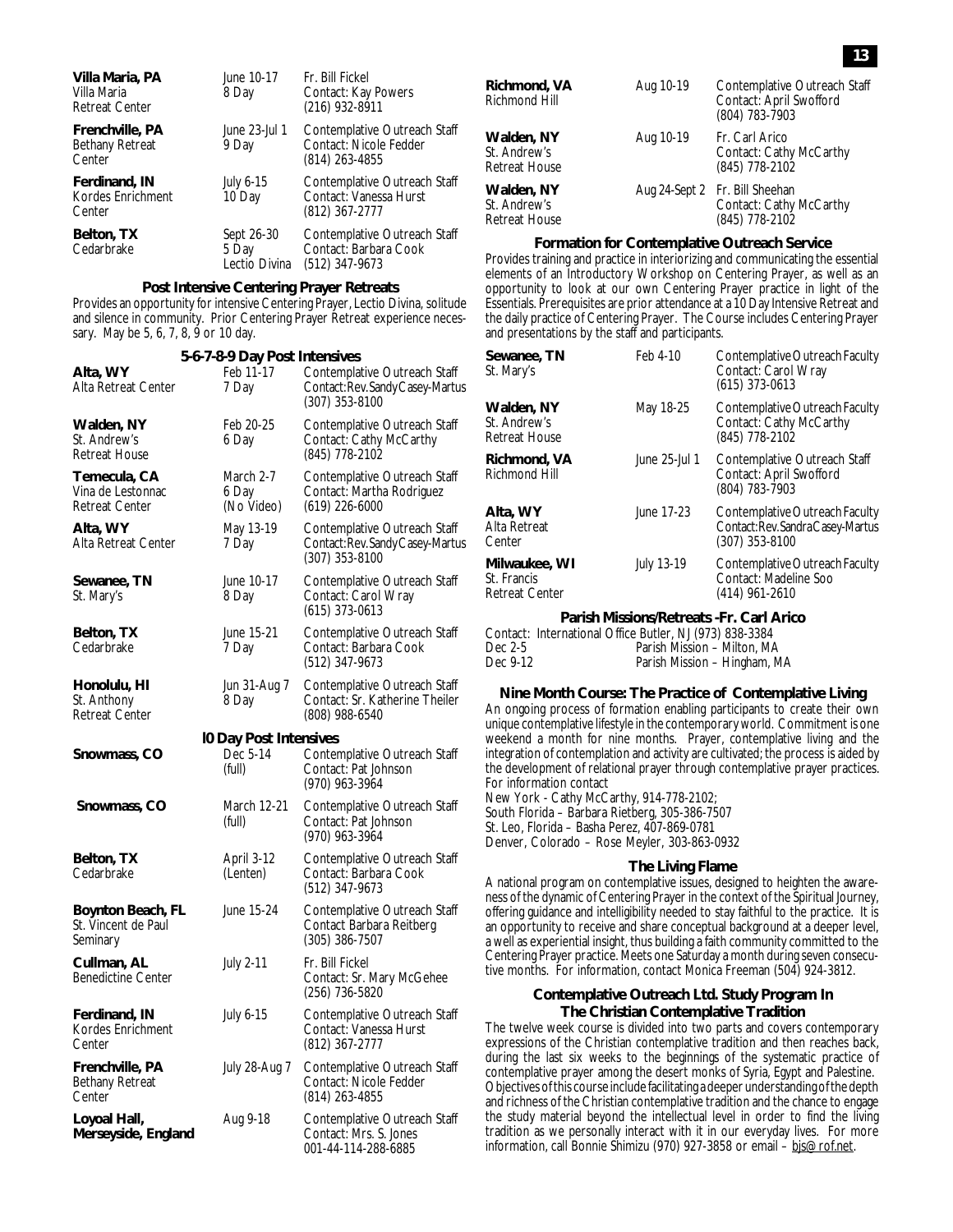| Location | Dates | Details |
|---|---|---|
| **Villa Maria, PA** Villa Maria Retreat Center | June 10-17 8 Day | Fr. Bill Fickel Contact: Kay Powers (216) 932-8911 |
| **Frenchville, PA** Bethany Retreat Center | June 23-Jul 1 9 Day | Contemplative Outreach Staff Contact: Nicole Fedder (814) 263-4855 |
| **Ferdinand, IN** Kordes Enrichment Center | July 6-15 10 Day | Contemplative Outreach Staff Contact: Vanessa Hurst (812) 367-2777 |
| **Belton, TX** Cedarbrake | Sept 26-30 5 Day Lectio Divina | Contemplative Outreach Staff Contact: Barbara Cook (512) 347-9673 |

### Post Intensive Centering Prayer Retreats

Provides an opportunity for intensive Centering Prayer, Lectio Divina, solitude and silence in community. Prior Centering Prayer Retreat experience necessary. May be 5, 6, 7, 8, 9 or 10 day.

#### 5-6-7-8-9 Day Post Intensives

| Location | Dates | Details |
|---|---|---|
| **Alta, WY** Alta Retreat Center | Feb 11-17 7 Day | Contemplative Outreach Staff Contact: Rev. Sandy Casey-Martus (307) 353-8100 |
| **Walden, NY** St. Andrew's Retreat House | Feb 20-25 6 Day | Contemplative Outreach Staff Contact: Cathy McCarthy (845) 778-2102 |
| **Temecula, CA** Vina de Lestonnac Retreat Center | March 2-7 6 Day (No Video) | Contemplative Outreach Staff Contact: Martha Rodriguez (619) 226-6000 |
| **Alta, WY** Alta Retreat Center | May 13-19 7 Day | Contemplative Outreach Staff Contact: Rev. Sandy Casey-Martus (307) 353-8100 |
| **Sewanee, TN** St. Mary's | June 10-17 8 Day | Contemplative Outreach Staff Contact: Carol Wray (615) 373-0613 |
| **Belton, TX** Cedarbrake | June 15-21 7 Day | Contemplative Outreach Staff Contact: Barbara Cook (512) 347-9673 |
| **Honolulu, HI** St. Anthony Retreat Center | Jun 31-Aug 7 8 Day | Contemplative Outreach Staff Contact: Sr. Katherine Theiler (808) 988-6540 |

#### l0 Day Post Intensives

| Location | Dates | Details |
|---|---|---|
| **Snowmass, CO** | Dec 5-14 (full) | Contemplative Outreach Staff Contact: Pat Johnson (970) 963-3964 |
| **Snowmass, CO** | March 12-21 (full) | Contemplative Outreach Staff Contact: Pat Johnson (970) 963-3964 |
| **Belton, TX** Cedarbrake | April 3-12 (Lenten) | Contemplative Outreach Staff Contact: Barbara Cook (512) 347-9673 |
| **Boynton Beach, FL** St. Vincent de Paul Seminary | June 15-24 | Contemplative Outreach Staff Contact Barbara Reitberg (305) 386-7507 |
| **Cullman, AL** Benedictine Center | July 2-11 | Fr. Bill Fickel Contact: Sr. Mary McGehee (256) 736-5820 |
| **Ferdinand, IN** Kordes Enrichment Center | July 6-15 | Contemplative Outreach Staff Contact: Vanessa Hurst (812) 367-2777 |
| **Frenchville, PA** Bethany Retreat Center | July 28-Aug 7 | Contemplative Outreach Staff Contact: Nicole Fedder (814) 263-4855 |
| **Loyoal Hall, Merseyside, England** | Aug 9-18 | Contemplative Outreach Staff Contact: Mrs. S. Jones 001-44-114-288-6885 |
| **Richmond, VA** Richmond Hill | Aug 10-19 | Contemplative Outreach Staff Contact: April Swofford (804) 783-7903 |
| **Walden, NY** St. Andrew's Retreat House | Aug 10-19 | Fr. Carl Arico Contact: Cathy McCarthy (845) 778-2102 |
| **Walden, NY** St. Andrew's Retreat House | Aug 24-Sept 2 | Fr. Bill Sheehan Contact: Cathy McCarthy (845) 778-2102 |

### Formation for Contemplative Outreach Service

Provides training and practice in interiorizing and communicating the essential elements of an Introductory Workshop on Centering Prayer, as well as an opportunity to look at our own Centering Prayer practice in light of the Essentials. Prerequisites are prior attendance at a 10 Day Intensive Retreat and the daily practice of Centering Prayer. The Course includes Centering Prayer and presentations by the staff and participants.

| Location | Dates | Details |
|---|---|---|
| **Sewanee, TN** St. Mary's | Feb 4-10 | Contemplative Outreach Faculty Contact: Carol Wray (615) 373-0613 |
| **Walden, NY** St. Andrew's Retreat House | May 18-25 | Contemplative Outreach Faculty Contact: Cathy McCarthy (845) 778-2102 |
| **Richmond, VA** Richmond Hill | June 25-Jul 1 | Contemplative Outreach Staff Contact: April Swofford (804) 783-7903 |
| **Alta, WY** Alta Retreat Center | June 17-23 | Contemplative Outreach Faculty Contact: Rev. Sandra Casey-Martus (307) 353-8100 |
| **Milwaukee, WI** St. Francis Retreat Center | July 13-19 | Contemplative Outreach Faculty Contact: Madeline Soo (414) 961-2610 |

### Parish Missions/Retreats -Fr. Carl Arico

Contact: International Office Butler, NJ (973) 838-3384

| Dates | Event |
|---|---|
| Dec 2-5 | Parish Mission – Milton, MA |
| Dec 9-12 | Parish Mission – Hingham, MA |

### Nine Month Course: The Practice of Contemplative Living

An ongoing process of formation enabling participants to create their own unique contemplative lifestyle in the contemporary world. Commitment is one weekend a month for nine months. Prayer, contemplative living and the integration of contemplation and activity are cultivated; the process is aided by the development of relational prayer through contemplative prayer practices. For information contact

New York - Cathy McCarthy, 914-778-2102;
South Florida – Barbara Rietberg, 305-386-7507
St. Leo, Florida – Basha Perez, 407-869-0781
Denver, Colorado – Rose Meyler, 303-863-0932

### The Living Flame

A national program on contemplative issues, designed to heighten the awareness of the dynamic of Centering Prayer in the context of the Spiritual Journey, offering guidance and intelligibility needed to stay faithful to the practice. It is an opportunity to receive and share conceptual background at a deeper level, a well as experiential insight, thus building a faith community committed to the Centering Prayer practice. Meets one Saturday a month during seven consecutive months. For information, contact Monica Freeman (504) 924-3812.

### Contemplative Outreach Ltd. Study Program In The Christian Contemplative Tradition

The twelve week course is divided into two parts and covers contemporary expressions of the Christian contemplative tradition and then reaches back, during the last six weeks to the beginnings of the systematic practice of contemplative prayer among the desert monks of Syria, Egypt and Palestine. Objectives of this course include facilitating a deeper understanding of the depth and richness of the Christian contemplative tradition and the chance to engage the study material beyond the intellectual level in order to find the living tradition as we personally interact with it in our everyday lives. For more information, call Bonnie Shimizu (970) 927-3858 or email – bjs@rof.net.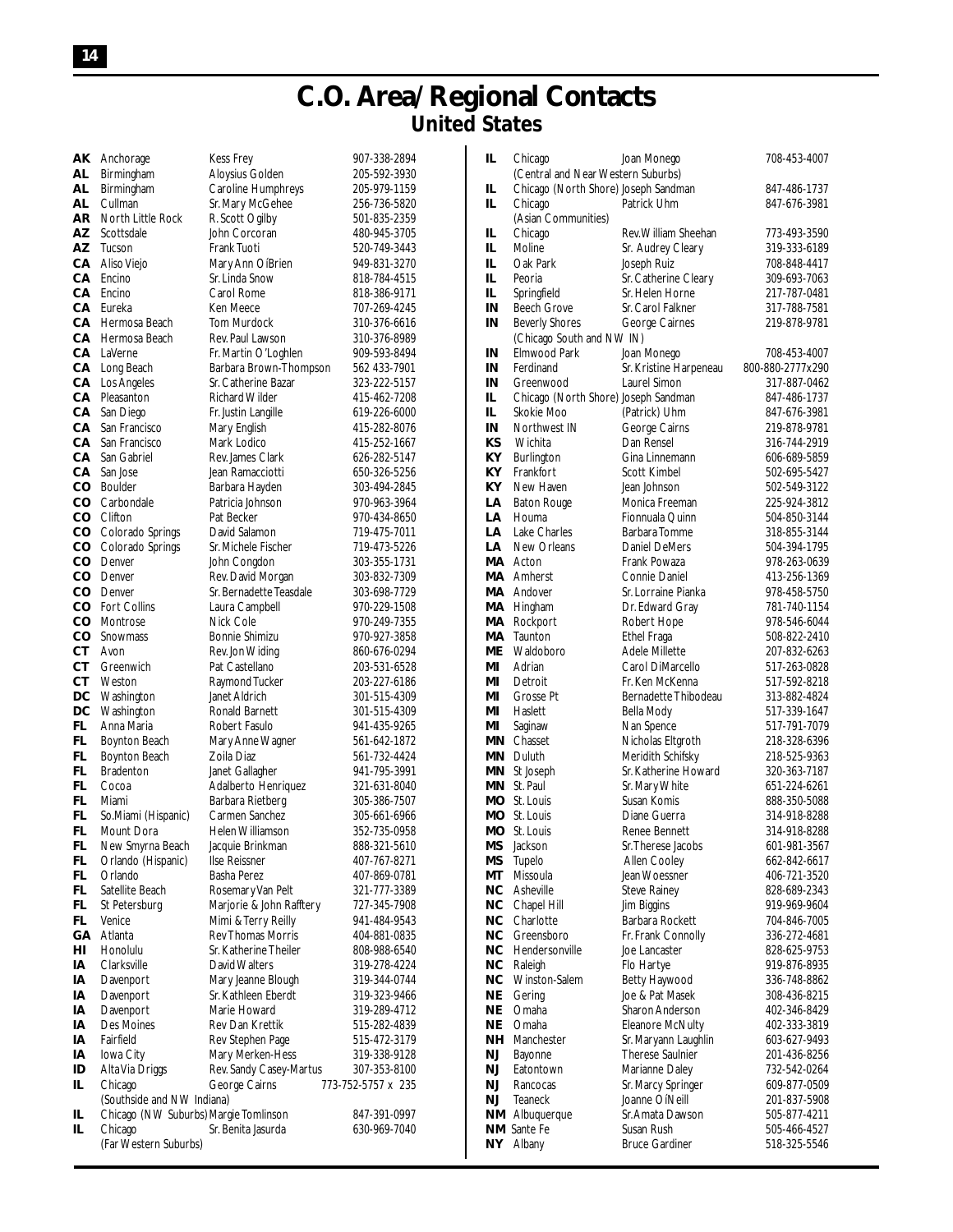# C.O. Area/Regional Contacts
## United States

| State | City | Contact | Phone |
|---|---|---|---|
| AK | Anchorage | Kess Frey | 907-338-2894 |
| AL | Birmingham | Aloysius Golden | 205-592-3930 |
| AL | Birmingham | Caroline Humphreys | 205-979-1159 |
| AL | Cullman | Sr. Mary McGehee | 256-736-5820 |
| AR | North Little Rock | R. Scott Ogilby | 501-835-2359 |
| AZ | Scottsdale | John Corcoran | 480-945-3705 |
| AZ | Tucson | Frank Tuoti | 520-749-3443 |
| CA | Aliso Viejo | Mary Ann OíBrien | 949-831-3270 |
| CA | Encino | Sr. Linda Snow | 818-784-4515 |
| CA | Encino | Carol Rome | 818-386-9171 |
| CA | Eureka | Ken Meece | 707-269-4245 |
| CA | Hermosa Beach | Tom Murdock | 310-376-6616 |
| CA | Hermosa Beach | Rev. Paul Lawson | 310-376-8989 |
| CA | LaVerne | Fr. Martin O'Loghlen | 909-593-8494 |
| CA | Long Beach | Barbara Brown-Thompson | 562 433-7901 |
| CA | Los Angeles | Sr. Catherine Bazar | 323-222-5157 |
| CA | Pleasanton | Richard Wilder | 415-462-7208 |
| CA | San Diego | Fr. Justin Langille | 619-226-6000 |
| CA | San Francisco | Mary English | 415-282-8076 |
| CA | San Francisco | Mark Lodico | 415-252-1667 |
| CA | San Gabriel | Rev. James Clark | 626-282-5147 |
| CA | San Jose | Jean Ramacciotti | 650-326-5256 |
| CO | Boulder | Barbara Hayden | 303-494-2845 |
| CO | Carbondale | Patricia Johnson | 970-963-3964 |
| CO | Clifton | Pat Becker | 970-434-8650 |
| CO | Colorado Springs | David Salamon | 719-475-7011 |
| CO | Colorado Springs | Sr. Michele Fischer | 719-473-5226 |
| CO | Denver | John Congdon | 303-355-1731 |
| CO | Denver | Rev. David Morgan | 303-832-7309 |
| CO | Denver | Sr. Bernadette Teasdale | 303-698-7729 |
| CO | Fort Collins | Laura Campbell | 970-229-1508 |
| CO | Montrose | Nick Cole | 970-249-7355 |
| CO | Snowmass | Bonnie Shimizu | 970-927-3858 |
| CT | Avon | Rev. Jon Widing | 860-676-0294 |
| CT | Greenwich | Pat Castellano | 203-531-6528 |
| CT | Weston | Raymond Tucker | 203-227-6186 |
| DC | Washington | Janet Aldrich | 301-515-4309 |
| DC | Washington | Ronald Barnett | 301-515-4309 |
| FL | Anna Maria | Robert Fasulo | 941-435-9265 |
| FL | Boynton Beach | Mary Anne Wagner | 561-642-1872 |
| FL | Boynton Beach | Zoila Diaz | 561-732-4424 |
| FL | Bradenton | Janet Gallagher | 941-795-3991 |
| FL | Cocoa | Adalberto Henriquez | 321-631-8040 |
| FL | Miami | Barbara Rietberg | 305-386-7507 |
| FL | So.Miami (Hispanic) | Carmen Sanchez | 305-661-6966 |
| FL | Mount Dora | Helen Williamson | 352-735-0958 |
| FL | New Smyrna Beach | Jacquie Brinkman | 888-321-5610 |
| FL | Orlando (Hispanic) | Ilse Reissner | 407-767-8271 |
| FL | Orlando | Basha Perez | 407-869-0781 |
| FL | Satellite Beach | Rosemary Van Pelt | 321-777-3389 |
| FL | St Petersburg | Marjorie & John Rafftery | 727-345-7908 |
| FL | Venice | Mimi & Terry Reilly | 941-484-9543 |
| GA | Atlanta | Rev Thomas Morris | 404-881-0835 |
| HI | Honolulu | Sr. Katherine Theiler | 808-988-6540 |
| IA | Clarksville | David Walters | 319-278-4224 |
| IA | Davenport | Mary Jeanne Blough | 319-344-0744 |
| IA | Davenport | Sr. Kathleen Eberdt | 319-323-9466 |
| IA | Davenport | Marie Howard | 319-289-4712 |
| IA | Des Moines | Rev Dan Krettik | 515-282-4839 |
| IA | Fairfield | Rev Stephen Page | 515-472-3179 |
| IA | Iowa City | Mary Merken-Hess | 319-338-9128 |
| ID | Alta Via Driggs | Rev. Sandy Casey-Martus | 307-353-8100 |
| IL | Chicago (Southside and NW Indiana) | George Cairns | 773-752-5757 x 235 |
| IL | Chicago (NW Suburbs) | Margie Tomlinson | 847-391-0997 |
| IL | Chicago (Far Western Suburbs) | Sr. Benita Jasurda | 630-969-7040 |
| IL | Chicago (Central and Near Western Suburbs) | Joan Monego | 708-453-4007 |
| IL | Chicago (North Shore) | Joseph Sandman | 847-486-1737 |
| IL | Chicago (Asian Communities) | Patrick Uhm | 847-676-3981 |
| IL | Chicago | Rev. William Sheehan | 773-493-3590 |
| IL | Moline | Sr. Audrey Cleary | 319-333-6189 |
| IL | Oak Park | Joseph Ruiz | 708-848-4417 |
| IL | Peoria | Sr. Catherine Cleary | 309-693-7063 |
| IL | Springfield | Sr. Helen Horne | 217-787-0481 |
| IN | Beech Grove | Sr. Carol Falkner | 317-788-7581 |
| IN | Beverly Shores (Chicago South and NW IN) | George Cairnes | 219-878-9781 |
| IN | Elmwood Park | Joan Monego | 708-453-4007 |
| IN | Ferdinand | Sr. Kristine Harpeneau | 800-880-2777x290 |
| IN | Greenwood | Laurel Simon | 317-887-0462 |
| IL | Chicago (North Shore) | Joseph Sandman | 847-486-1737 |
| IL | Skokie Moo | (Patrick) Uhm | 847-676-3981 |
| IN | Northwest IN | George Cairns | 219-878-9781 |
| KS | Wichita | Dan Rensel | 316-744-2919 |
| KY | Burlington | Gina Linnemann | 606-689-5859 |
| KY | Frankfort | Scott Kimbel | 502-695-5427 |
| KY | New Haven | Jean Johnson | 502-549-3122 |
| LA | Baton Rouge | Monica Freeman | 225-924-3812 |
| LA | Houma | Fionnuala Quinn | 504-850-3144 |
| LA | Lake Charles | Barbara Tomme | 318-855-3144 |
| LA | New Orleans | Daniel DeMers | 504-394-1795 |
| MA | Acton | Frank Powaza | 978-263-0639 |
| MA | Amherst | Connie Daniel | 413-256-1369 |
| MA | Andover | Sr. Lorraine Pianka | 978-458-5750 |
| MA | Hingham | Dr. Edward Gray | 781-740-1154 |
| MA | Rockport | Robert Hope | 978-546-6044 |
| MA | Taunton | Ethel Fraga | 508-822-2410 |
| ME | Waldoboro | Adele Millette | 207-832-6263 |
| MI | Adrian | Carol DiMarcello | 517-263-0828 |
| MI | Detroit | Fr. Ken McKenna | 517-592-8218 |
| MI | Grosse Pt | Bernadette Thibodeau | 313-882-4824 |
| MI | Haslett | Bella Mody | 517-339-1647 |
| MI | Saginaw | Nan Spence | 517-791-7079 |
| MN | Chasset | Nicholas Eltgroth | 218-328-6396 |
| MN | Duluth | Meridith Schifsky | 218-525-9363 |
| MN | St Joseph | Sr. Katherine Howard | 320-363-7187 |
| MN | St. Paul | Sr. Mary White | 651-224-6261 |
| MO | St. Louis | Susan Komis | 888-350-5088 |
| MO | St. Louis | Diane Guerra | 314-918-8288 |
| MO | St. Louis | Renee Bennett | 314-918-8288 |
| MS | Jackson | Sr. Therese Jacobs | 601-981-3567 |
| MS | Tupelo | Allen Cooley | 662-842-6617 |
| MT | Missoula | Jean Woessner | 406-721-3520 |
| NC | Asheville | Steve Rainey | 828-689-2343 |
| NC | Chapel Hill | Jim Biggins | 919-969-9604 |
| NC | Charlotte | Barbara Rockett | 704-846-7005 |
| NC | Greensboro | Fr. Frank Connolly | 336-272-4681 |
| NC | Hendersonville | Joe Lancaster | 828-625-9753 |
| NC | Raleigh | Flo Hartye | 919-876-8935 |
| NC | Winston-Salem | Betty Haywood | 336-748-8862 |
| NE | Gering | Joe & Pat Masek | 308-436-8215 |
| NE | Omaha | Sharon Anderson | 402-346-8429 |
| NE | Omaha | Eleanore McNulty | 402-333-3819 |
| NH | Manchester | Sr. Maryann Laughlin | 603-627-9493 |
| NJ | Bayonne | Therese Saulnier | 201-436-8256 |
| NJ | Eatontown | Marianne Daley | 732-542-0264 |
| NJ | Rancocas | Sr. Marcy Springer | 609-877-0509 |
| NJ | Teaneck | Joanne OíNeill | 201-837-5908 |
| NM | Albuquerque | Sr. Amata Dawson | 505-877-4211 |
| NM | Sante Fe | Susan Rush | 505-466-4527 |
| NY | Albany | Bruce Gardiner | 518-325-5546 |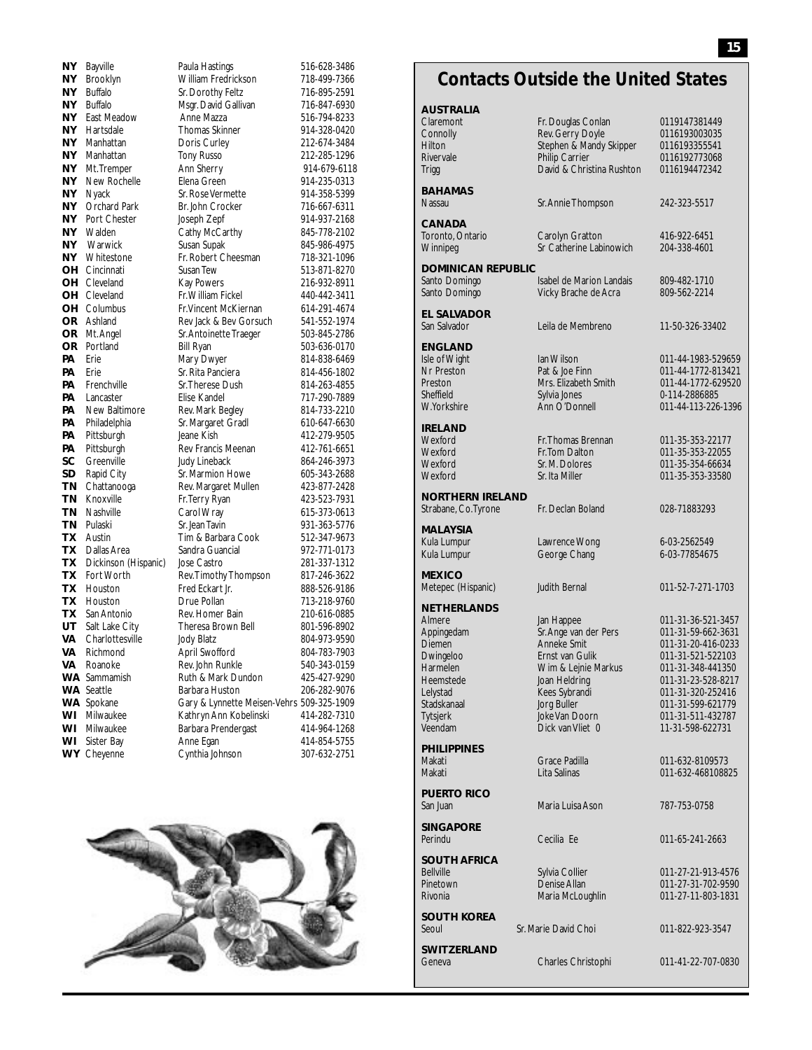| State | City | Contact | Phone |
|---|---|---|---|
| NY | Bayville | Paula Hastings | 516-628-3486 |
| NY | Brooklyn | William Fredrickson | 718-499-7366 |
| NY | Buffalo | Sr. Dorothy Feltz | 716-895-2591 |
| NY | Buffalo | Msgr. David Gallivan | 716-847-6930 |
| NY | East Meadow | Anne Mazza | 516-794-8233 |
| NY | Hartsdale | Thomas Skinner | 914-328-0420 |
| NY | Manhattan | Doris Curley | 212-674-3484 |
| NY | Manhattan | Tony Russo | 212-285-1296 |
| NY | Mt.Tremper | Ann Sherry | 914-679-6118 |
| NY | New Rochelle | Elena Green | 914-235-0313 |
| NY | Nyack | Sr. Rose Vermette | 914-358-5399 |
| NY | Orchard Park | Br. John Crocker | 716-667-6311 |
| NY | Port Chester | Joseph Zepf | 914-937-2168 |
| NY | Walden | Cathy McCarthy | 845-778-2102 |
| NY | Warwick | Susan Supak | 845-986-4975 |
| NY | Whitestone | Fr. Robert Cheesman | 718-321-1096 |
| OH | Cincinnati | Susan Tew | 513-871-8270 |
| OH | Cleveland | Kay Powers | 216-932-8911 |
| OH | Cleveland | Fr. William Fickel | 440-442-3411 |
| OH | Columbus | Fr. Vincent McKiernan | 614-291-4674 |
| OR | Ashland | Rev Jack & Bev Gorsuch | 541-552-1974 |
| OR | Mt.Angel | Sr. Antoinette Traeger | 503-845-2786 |
| OR | Portland | Bill Ryan | 503-636-0170 |
| PA | Erie | Mary Dwyer | 814-838-6469 |
| PA | Erie | Sr. Rita Panciera | 814-456-1802 |
| PA | Frenchville | Sr. Therese Dush | 814-263-4855 |
| PA | Lancaster | Elise Kandel | 717-290-7889 |
| PA | New Baltimore | Rev. Mark Begley | 814-733-2210 |
| PA | Philadelphia | Sr. Margaret Gradl | 610-647-6630 |
| PA | Pittsburgh | Jeane Kish | 412-279-9505 |
| PA | Pittsburgh | Rev Francis Meenan | 412-761-6651 |
| SC | Greenville | Judy Lineback | 864-246-3973 |
| SD | Rapid City | Sr. Marmion Howe | 605-343-2688 |
| TN | Chattanooga | Rev. Margaret Mullen | 423-877-2428 |
| TN | Knoxville | Fr. Terry Ryan | 423-523-7931 |
| TN | Nashville | Carol Wray | 615-373-0613 |
| TN | Pulaski | Sr. Jean Tavin | 931-363-5776 |
| TX | Austin | Tim & Barbara Cook | 512-347-9673 |
| TX | Dallas Area | Sandra Guancial | 972-771-0173 |
| TX | Dickinson (Hispanic) | Jose Castro | 281-337-1312 |
| TX | Fort Worth | Rev. Timothy Thompson | 817-246-3622 |
| TX | Houston | Fred Eckart Jr. | 888-526-9186 |
| TX | Houston | Drue Pollan | 713-218-9760 |
| TX | San Antonio | Rev. Homer Bain | 210-616-0885 |
| UT | Salt Lake City | Theresa Brown Bell | 801-596-8902 |
| VA | Charlottesville | Jody Blatz | 804-973-9590 |
| VA | Richmond | April Swofford | 804-783-7903 |
| VA | Roanoke | Rev. John Runkle | 540-343-0159 |
| WA | Sammamish | Ruth & Mark Dundon | 425-427-9290 |
| WA | Seattle | Barbara Huston | 206-282-9076 |
| WA | Spokane | Gary & Lynnette Meisen-Vehrs | 509-325-1909 |
| WI | Milwaukee | Kathryn Ann Kobelinski | 414-282-7310 |
| WI | Milwaukee | Barbara Prendergast | 414-964-1268 |
| WI | Sister Bay | Anne Egan | 414-854-5755 |
| WY | Cheyenne | Cynthia Johnson | 307-632-2751 |

# Contacts Outside the United States

| Location | Contact | Phone |
|---|---|---|
| **AUSTRALIA** | | |
| Claremont | Fr. Douglas Conlan | 0119147381449 |
| Connolly | Rev. Gerry Doyle | 0116193003035 |
| Hilton | Stephen & Mandy Skipper | 0116193355541 |
| Rivervale | Philip Carrier | 0116192773068 |
| Trigg | David & Christina Rushton | 0116194472342 |
| **BAHAMAS** | | |
| Nassau | Sr. Annie Thompson | 242-323-5517 |
| **CANADA** | | |
| Toronto, Ontario | Carolyn Gratton | 416-922-6451 |
| Winnipeg | Sr Catherine Labinowich | 204-338-4601 |
| **DOMINICAN REPUBLIC** | | |
| Santo Domingo | Isabel de Marion Landais | 809-482-1710 |
| Santo Domingo | Vicky Brache de Acra | 809-562-2214 |
| **EL SALVADOR** | | |
| San Salvador | Leila de Membreno | 11-50-326-33402 |
| **ENGLAND** | | |
| Isle of Wight | Ian Wilson | 011-44-1983-529659 |
| Nr Preston | Pat & Joe Finn | 011-44-1772-813421 |
| Preston | Mrs. Elizabeth Smith | 011-44-1772-629520 |
| Sheffield | Sylvia Jones | 0-114-2886885 |
| W.Yorkshire | Ann O'Donnell | 011-44-113-226-1396 |
| **IRELAND** | | |
| Wexford | Fr. Thomas Brennan | 011-35-353-22177 |
| Wexford | Fr. Tom Dalton | 011-35-353-22055 |
| Wexford | Sr. M. Dolores | 011-35-354-66634 |
| Wexford | Sr. Ita Miller | 011-35-353-33580 |
| **NORTHERN IRELAND** | | |
| Strabane, Co.Tyrone | Fr. Declan Boland | 028-71883293 |
| **MALAYSIA** | | |
| Kula Lumpur | Lawrence Wong | 6-03-2562549 |
| Kula Lumpur | George Chang | 6-03-77854675 |
| **MEXICO** | | |
| Metepec (Hispanic) | Judith Bernal | 011-52-7-271-1703 |
| **NETHERLANDS** | | |
| Almere | Jan Happee | 011-31-36-521-3457 |
| Appingedam | Sr. Ange van der Pers | 011-31-59-662-3631 |
| Diemen | Anneke Smit | 011-31-20-416-0233 |
| Dwingeloo | Ernst van Gulik | 011-31-521-522103 |
| Harmelen | Wim & Lejnie Markus | 011-31-348-441350 |
| Heemstede | Joan Heldring | 011-31-23-528-8217 |
| Lelystad | Kees Sybrandi | 011-31-320-252416 |
| Stadskanaal | Jorg Buller | 011-31-599-621779 |
| Tytsjerk | Joke Van Doorn | 011-31-511-432787 |
| Veendam | Dick van Vliet 0 | 11-31-598-622731 |
| **PHILIPPINES** | | |
| Makati | Grace Padilla | 011-632-8109573 |
| Makati | Lita Salinas | 011-632-468108825 |
| **PUERTO RICO** | | |
| San Juan | Maria Luisa Ason | 787-753-0758 |
| **SINGAPORE** | | |
| Perindu | Cecilia Ee | 011-65-241-2663 |
| **SOUTH AFRICA** | | |
| Bellville | Sylvia Collier | 011-27-21-913-4576 |
| Pinetown | Denise Allan | 011-27-31-702-9590 |
| Rivonia | Maria McLoughlin | 011-27-11-803-1831 |
| **SOUTH KOREA** | | |
| Seoul | Sr. Marie David Choi | 011-822-923-3547 |
| **SWITZERLAND** | | |
| Geneva | Charles Christophi | 011-41-22-707-0830 |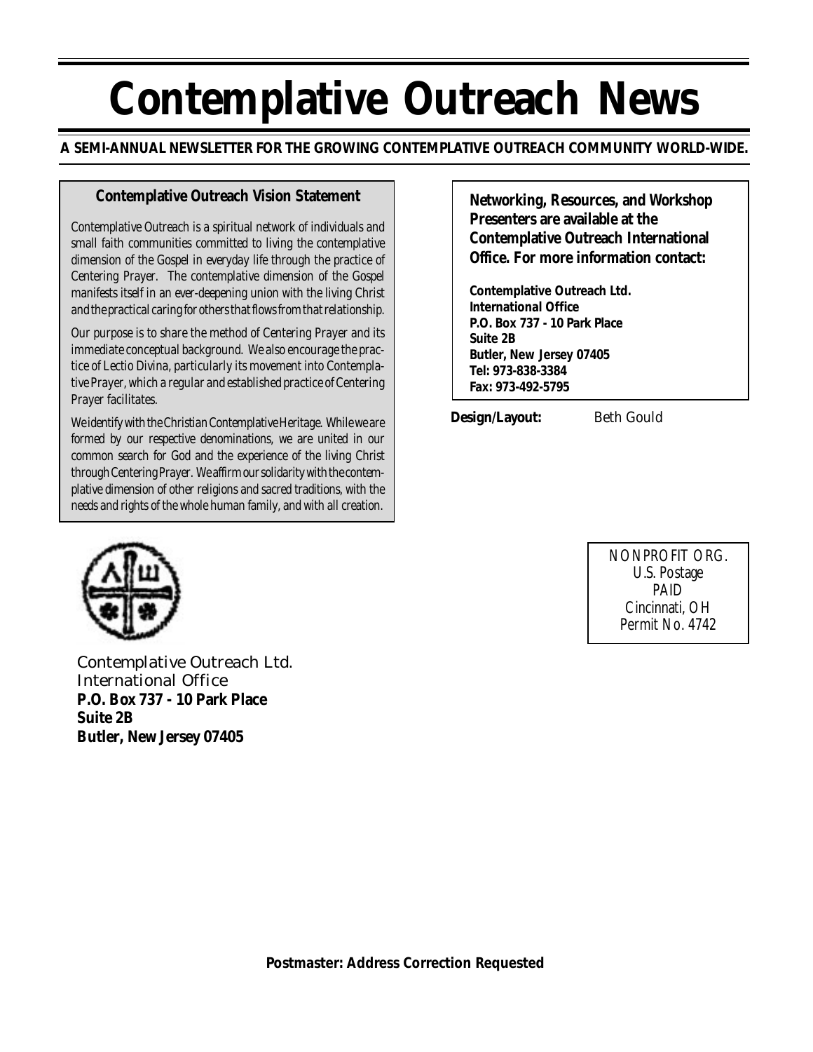# Contemplative Outreach News

**A SEMI-ANNUAL NEWSLETTER FOR THE GROWING CONTEMPLATIVE OUTREACH COMMUNITY WORLD-WIDE.**

## Contemplative Outreach Vision Statement

Contemplative Outreach is a spiritual network of individuals and small faith communities committed to living the contemplative dimension of the Gospel in everyday life through the practice of Centering Prayer. The contemplative dimension of the Gospel manifests itself in an ever-deepening union with the living Christ and the practical caring for others that flows from that relationship.

Our purpose is to share the method of Centering Prayer and its immediate conceptual background. We also encourage the practice of Lectio Divina, particularly its movement into Contemplative Prayer, which a regular and established practice of Centering Prayer facilitates.

We identify with the Christian Contemplative Heritage. While we are formed by our respective denominations, we are united in our common search for God and the experience of the living Christ through Centering Prayer. We affirm our solidarity with the contemplative dimension of other religions and sacred traditions, with the needs and rights of the whole human family, and with all creation.

**Networking, Resources, and Workshop Presenters are available at the Contemplative Outreach International Office. For more information contact:**

**Contemplative Outreach Ltd.**
**International Office**
**P.O. Box 737 - 10 Park Place**
**Suite 2B**
**Butler, New Jersey 07405**
**Tel: 973-838-3384**
**Fax: 973-492-5795**

**Design/Layout:** Beth Gould

Contemplative Outreach Ltd.
International Office
**P.O. Box 737 - 10 Park Place**
**Suite 2B**
**Butler, New Jersey 07405**

NONPROFIT ORG.
U.S. Postage
PAID
Cincinnati, OH
Permit No. 4742

**Postmaster: Address Correction Requested**